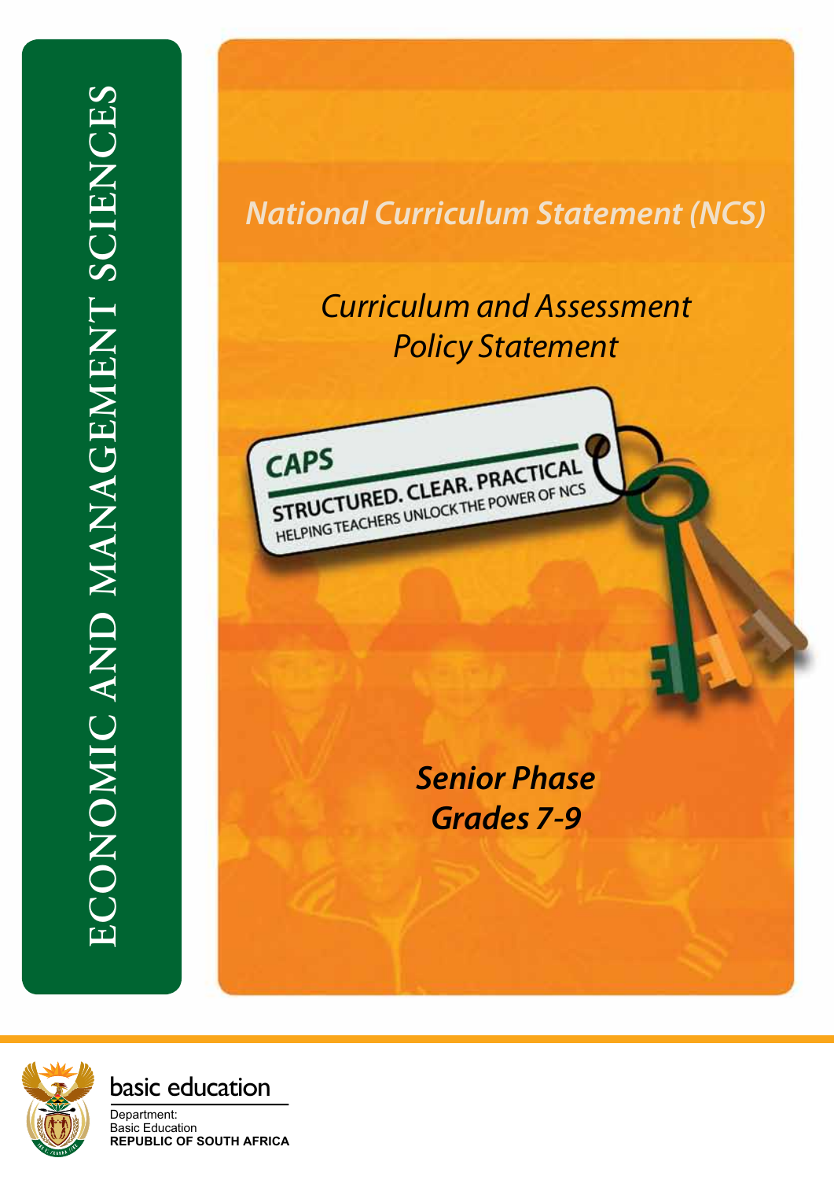# ECONOMIC AND MANAGEMENT SCIENCES

*National Curriculum Statement (NCS)*

*Curriculum and Assessment Policy Statement*

CAPS

STRUCTURED. CLEAR. PRACTICAL

HELPING TEACHERS UNLOCK THE POWER OF NCS

***Senior Phase***
***Grades 7-9***

basic education

Department:
Basic Education
**REPUBLIC OF SOUTH AFRICA**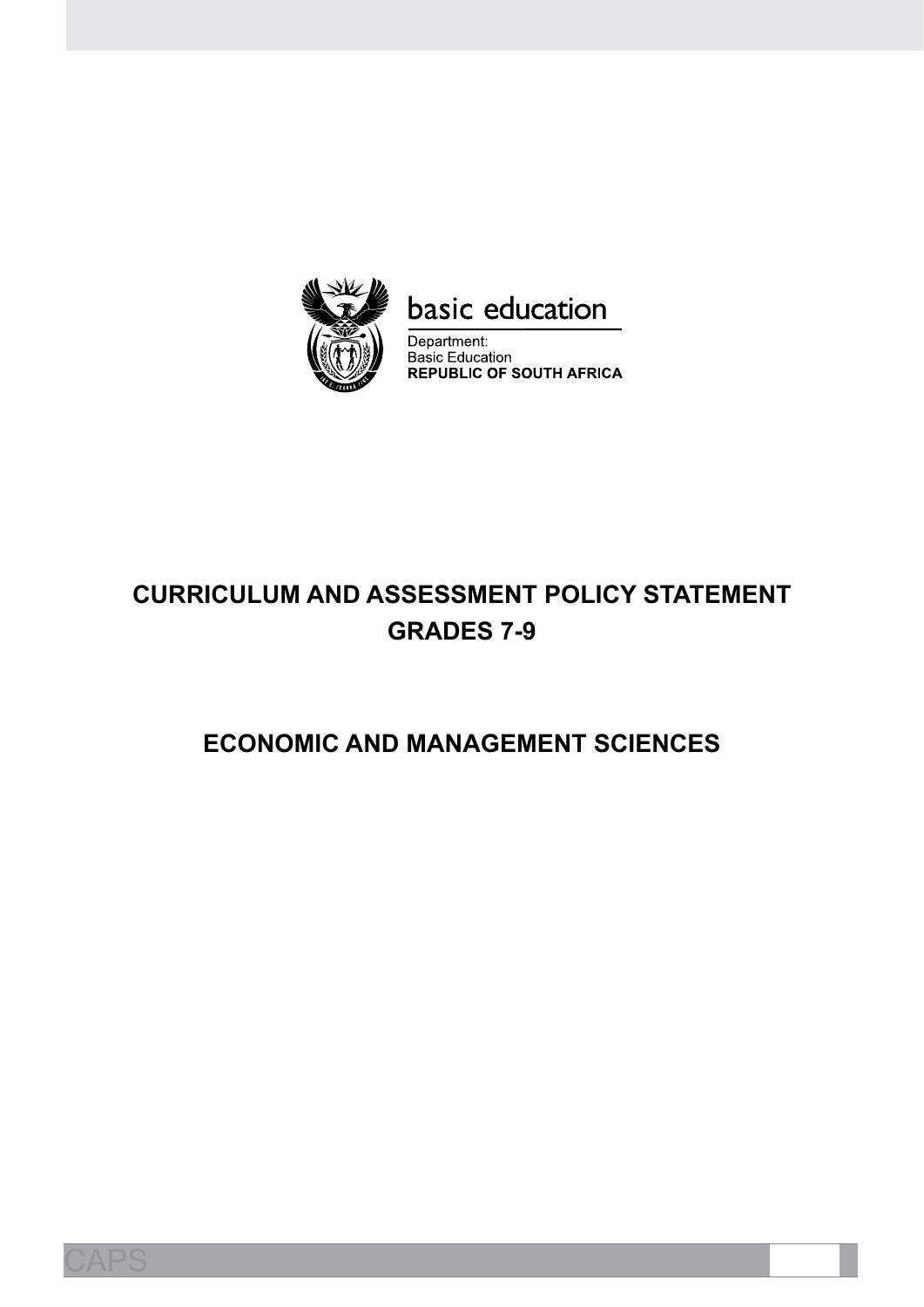basic education

Department:
Basic Education
**REPUBLIC OF SOUTH AFRICA**

# CURRICULUM AND ASSESSMENT POLICY STATEMENT GRADES 7-9

# ECONOMIC AND MANAGEMENT SCIENCES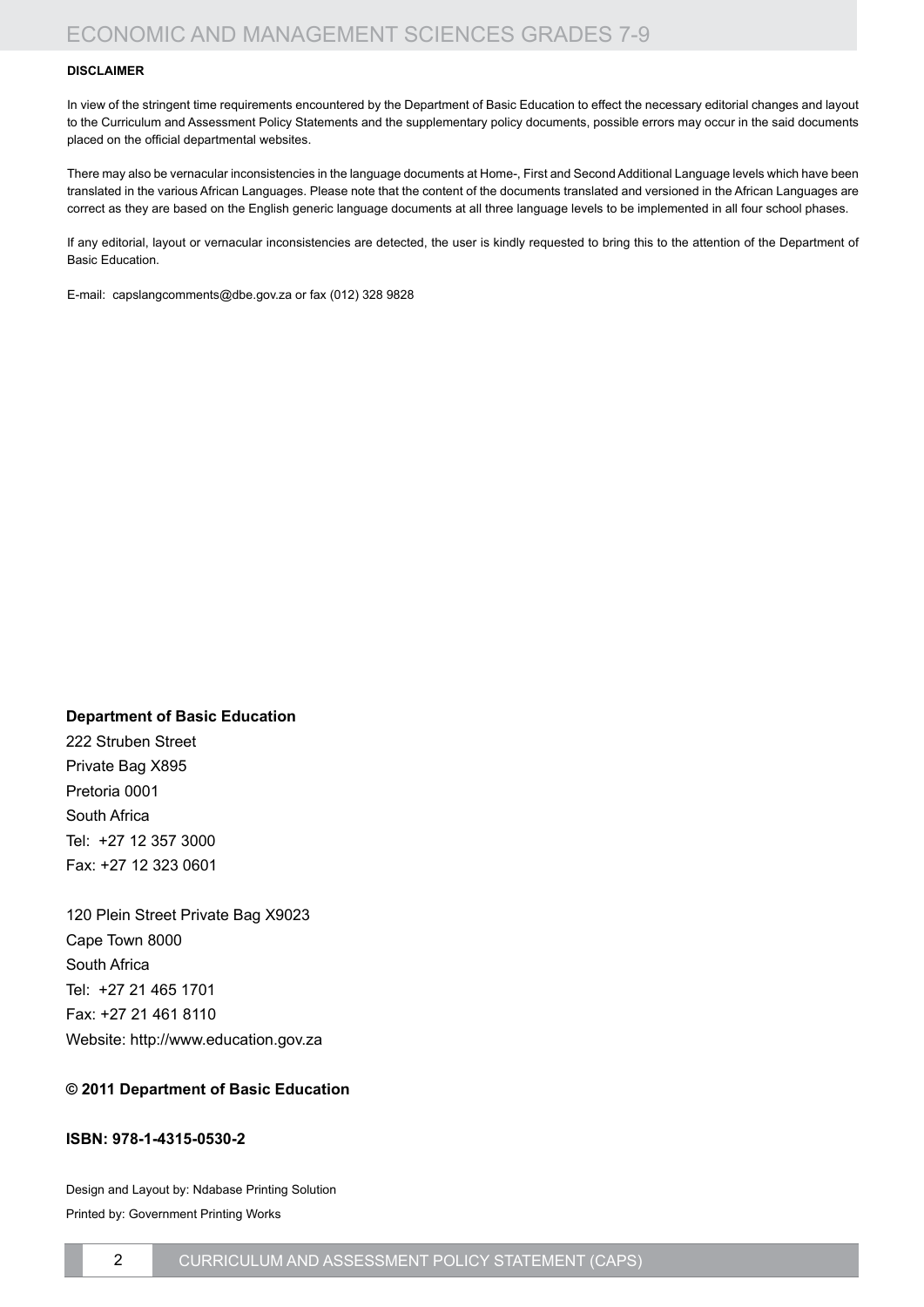**DISCLAIMER**

In view of the stringent time requirements encountered by the Department of Basic Education to effect the necessary editorial changes and layout to the Curriculum and Assessment Policy Statements and the supplementary policy documents, possible errors may occur in the said documents placed on the official departmental websites.

There may also be vernacular inconsistencies in the language documents at Home-, First and Second Additional Language levels which have been translated in the various African Languages. Please note that the content of the documents translated and versioned in the African Languages are correct as they are based on the English generic language documents at all three language levels to be implemented in all four school phases.

If any editorial, layout or vernacular inconsistencies are detected, the user is kindly requested to bring this to the attention of the Department of Basic Education.

E-mail: capslangcomments@dbe.gov.za or fax (012) 328 9828

**Department of Basic Education**

222 Struben Street
Private Bag X895
Pretoria 0001
South Africa
Tel: +27 12 357 3000
Fax: +27 12 323 0601

120 Plein Street Private Bag X9023
Cape Town 8000
South Africa
Tel: +27 21 465 1701
Fax: +27 21 461 8110
Website: http://www.education.gov.za

**© 2011 Department of Basic Education**

**ISBN: 978-1-4315-0530-2**

Design and Layout by: Ndabase Printing Solution

Printed by: Government Printing Works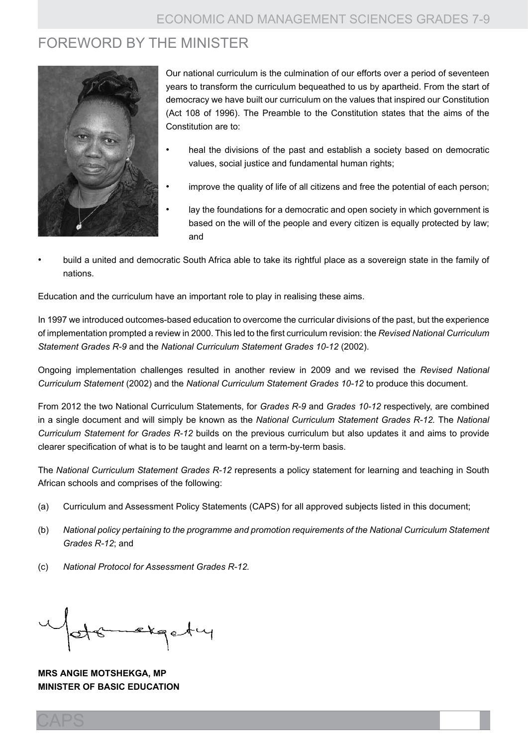# FOREWORD BY THE MINISTER

Our national curriculum is the culmination of our efforts over a period of seventeen years to transform the curriculum bequeathed to us by apartheid. From the start of democracy we have built our curriculum on the values that inspired our Constitution (Act 108 of 1996). The Preamble to the Constitution states that the aims of the Constitution are to:

- heal the divisions of the past and establish a society based on democratic values, social justice and fundamental human rights;
- improve the quality of life of all citizens and free the potential of each person;
- lay the foundations for a democratic and open society in which government is based on the will of the people and every citizen is equally protected by law; and
- build a united and democratic South Africa able to take its rightful place as a sovereign state in the family of nations.

Education and the curriculum have an important role to play in realising these aims.

In 1997 we introduced outcomes-based education to overcome the curricular divisions of the past, but the experience of implementation prompted a review in 2000. This led to the first curriculum revision: the *Revised National Curriculum Statement Grades R-9* and the *National Curriculum Statement Grades 10-12* (2002).

Ongoing implementation challenges resulted in another review in 2009 and we revised the *Revised National Curriculum Statement* (2002) and the *National Curriculum Statement Grades 10-12* to produce this document.

From 2012 the two National Curriculum Statements, for *Grades R-9* and *Grades 10-12* respectively, are combined in a single document and will simply be known as the *National Curriculum Statement Grades R-12.* The *National Curriculum Statement for Grades R-12* builds on the previous curriculum but also updates it and aims to provide clearer specification of what is to be taught and learnt on a term-by-term basis.

The *National Curriculum Statement Grades R-12* represents a policy statement for learning and teaching in South African schools and comprises of the following:

(a) Curriculum and Assessment Policy Statements (CAPS) for all approved subjects listed in this document;

(b) *National policy pertaining to the programme and promotion requirements of the National Curriculum Statement Grades R-12*; and

(c) *National Protocol for Assessment Grades R-12.*

**MRS ANGIE MOTSHEKGA, MP**
**MINISTER OF BASIC EDUCATION**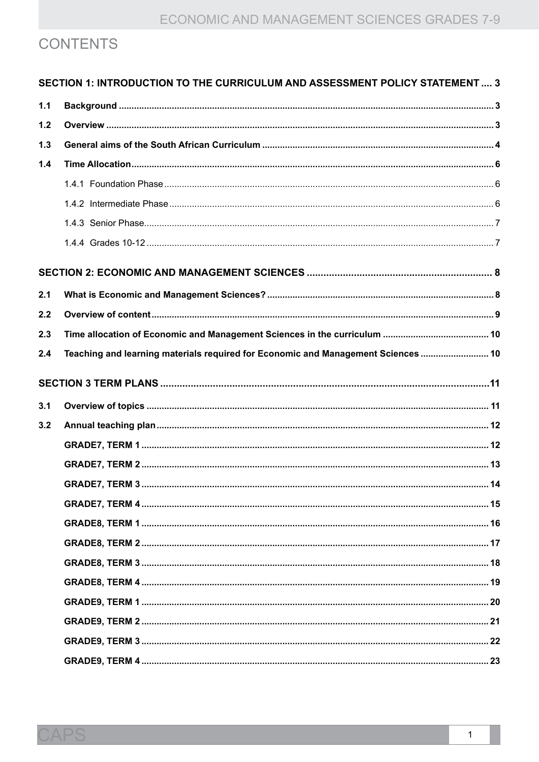# CONTENTS

**SECTION 1: INTRODUCTION TO THE CURRICULUM AND ASSESSMENT POLICY STATEMENT .... 3**

**1.1 Background .... 3**

**1.2 Overview .... 3**

**1.3 General aims of the South African Curriculum .... 4**

**1.4 Time Allocation .... 6**

1.4.1 Foundation Phase .... 6

1.4.2 Intermediate Phase .... 6

1.4.3 Senior Phase .... 7

1.4.4 Grades 10-12 .... 7

**SECTION 2: ECONOMIC AND MANAGEMENT SCIENCES .... 8**

**2.1 What is Economic and Management Sciences? .... 8**

**2.2 Overview of content .... 9**

**2.3 Time allocation of Economic and Management Sciences in the curriculum .... 10**

**2.4 Teaching and learning materials required for Economic and Management Sciences .... 10**

**SECTION 3 TERM PLANS .... 11**

**3.1 Overview of topics .... 11**

**3.2 Annual teaching plan .... 12**

**GRADE7, TERM 1 .... 12**

**GRADE7, TERM 2 .... 13**

**GRADE7, TERM 3 .... 14**

**GRADE7, TERM 4 .... 15**

**GRADE8, TERM 1 .... 16**

**GRADE8, TERM 2 .... 17**

**GRADE8, TERM 3 .... 18**

**GRADE8, TERM 4 .... 19**

**GRADE9, TERM 1 .... 20**

**GRADE9, TERM 2 .... 21**

**GRADE9, TERM 3 .... 22**

**GRADE9, TERM 4 .... 23**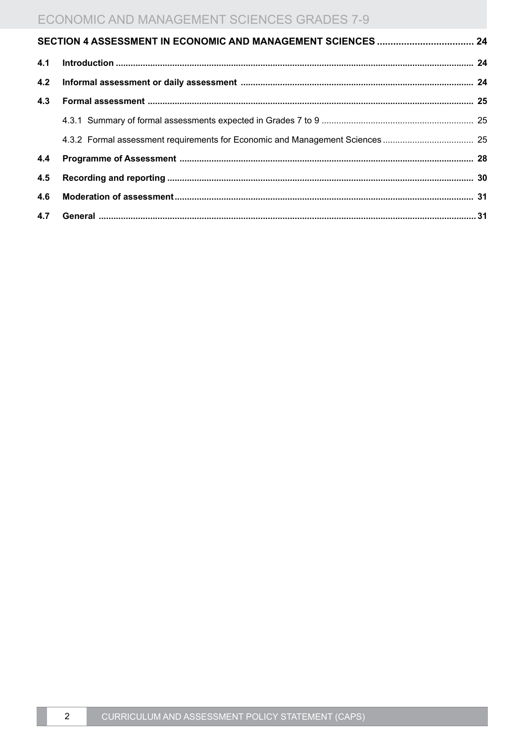| | | |
|---|---|---|
| **SECTION 4 ASSESSMENT IN ECONOMIC AND MANAGEMENT SCIENCES** | | **24** |
| **4.1** | **Introduction** | **24** |
| **4.2** | **Informal assessment or daily assessment** | **24** |
| **4.3** | **Formal assessment** | **25** |
| | 4.3.1 Summary of formal assessments expected in Grades 7 to 9 | 25 |
| | 4.3.2 Formal assessment requirements for Economic and Management Sciences | 25 |
| **4.4** | **Programme of Assessment** | **28** |
| **4.5** | **Recording and reporting** | **30** |
| **4.6** | **Moderation of assessment** | **31** |
| **4.7** | **General** | **31** |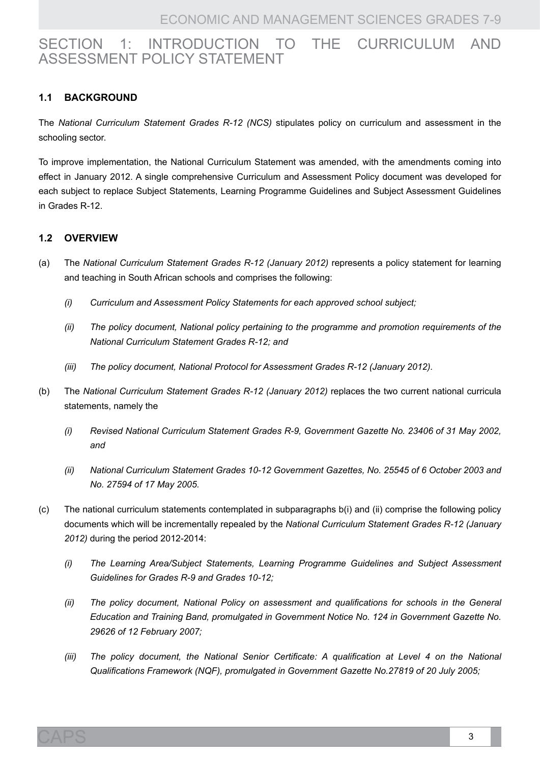# SECTION 1: INTRODUCTION TO THE CURRICULUM AND ASSESSMENT POLICY STATEMENT

## 1.1 BACKGROUND

The *National Curriculum Statement Grades R-12 (NCS)* stipulates policy on curriculum and assessment in the schooling sector.

To improve implementation, the National Curriculum Statement was amended, with the amendments coming into effect in January 2012. A single comprehensive Curriculum and Assessment Policy document was developed for each subject to replace Subject Statements, Learning Programme Guidelines and Subject Assessment Guidelines in Grades R-12.

## 1.2 OVERVIEW

(a) The *National Curriculum Statement Grades R-12 (January 2012)* represents a policy statement for learning and teaching in South African schools and comprises the following:

   *(i) Curriculum and Assessment Policy Statements for each approved school subject;*

   *(ii) The policy document, National policy pertaining to the programme and promotion requirements of the National Curriculum Statement Grades R-12; and*

   *(iii) The policy document, National Protocol for Assessment Grades R-12 (January 2012).*

(b) The *National Curriculum Statement Grades R-12 (January 2012)* replaces the two current national curricula statements, namely the

   *(i) Revised National Curriculum Statement Grades R-9, Government Gazette No. 23406 of 31 May 2002, and*

   *(ii) National Curriculum Statement Grades 10-12 Government Gazettes, No. 25545 of 6 October 2003 and No. 27594 of 17 May 2005.*

(c) The national curriculum statements contemplated in subparagraphs b(i) and (ii) comprise the following policy documents which will be incrementally repealed by the *National Curriculum Statement Grades R-12 (January 2012)* during the period 2012-2014:

   *(i) The Learning Area/Subject Statements, Learning Programme Guidelines and Subject Assessment Guidelines for Grades R-9 and Grades 10-12;*

   *(ii) The policy document, National Policy on assessment and qualifications for schools in the General Education and Training Band, promulgated in Government Notice No. 124 in Government Gazette No. 29626 of 12 February 2007;*

   *(iii) The policy document, the National Senior Certificate: A qualification at Level 4 on the National Qualifications Framework (NQF), promulgated in Government Gazette No.27819 of 20 July 2005;*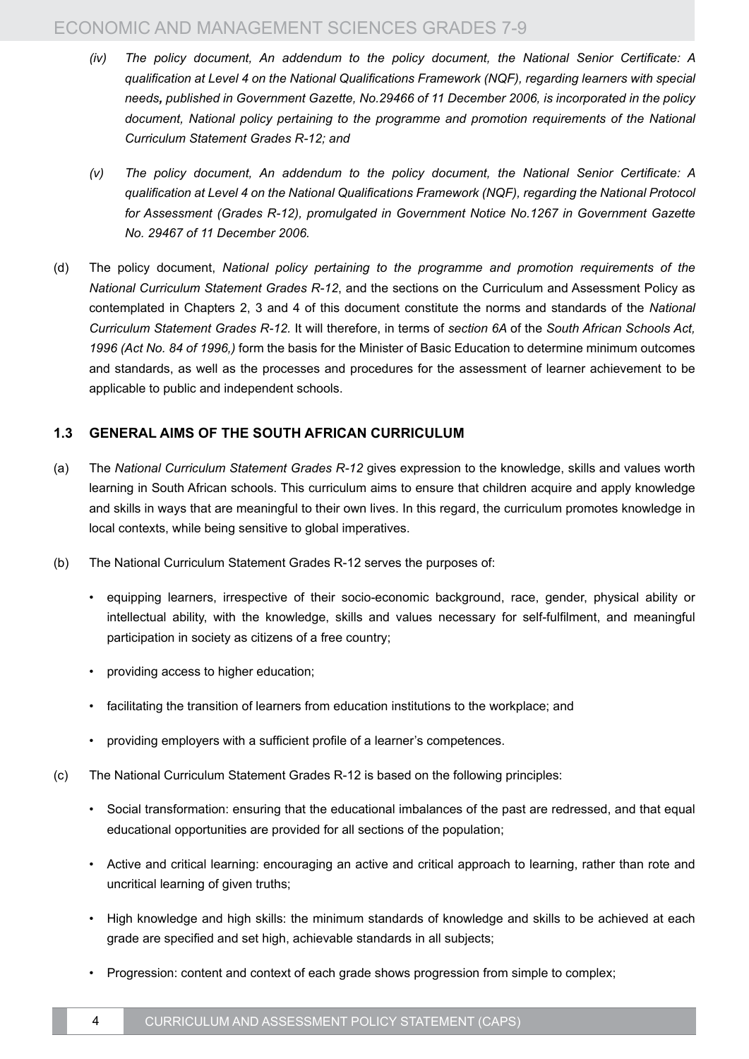*(iv) The policy document, An addendum to the policy document, the National Senior Certificate: A qualification at Level 4 on the National Qualifications Framework (NQF), regarding learners with special needs, published in Government Gazette, No.29466 of 11 December 2006, is incorporated in the policy document, National policy pertaining to the programme and promotion requirements of the National Curriculum Statement Grades R-12; and*

*(v) The policy document, An addendum to the policy document, the National Senior Certificate: A qualification at Level 4 on the National Qualifications Framework (NQF), regarding the National Protocol for Assessment (Grades R-12), promulgated in Government Notice No.1267 in Government Gazette No. 29467 of 11 December 2006.*

(d) The policy document, *National policy pertaining to the programme and promotion requirements of the National Curriculum Statement Grades R-12*, and the sections on the Curriculum and Assessment Policy as contemplated in Chapters 2, 3 and 4 of this document constitute the norms and standards of the *National Curriculum Statement Grades R-12.* It will therefore, in terms of *section 6A* of the *South African Schools Act, 1996 (Act No. 84 of 1996,)* form the basis for the Minister of Basic Education to determine minimum outcomes and standards, as well as the processes and procedures for the assessment of learner achievement to be applicable to public and independent schools.

### 1.3 GENERAL AIMS OF THE SOUTH AFRICAN CURRICULUM

(a) The *National Curriculum Statement Grades R-12* gives expression to the knowledge, skills and values worth learning in South African schools. This curriculum aims to ensure that children acquire and apply knowledge and skills in ways that are meaningful to their own lives. In this regard, the curriculum promotes knowledge in local contexts, while being sensitive to global imperatives.

(b) The National Curriculum Statement Grades R-12 serves the purposes of:

- equipping learners, irrespective of their socio-economic background, race, gender, physical ability or intellectual ability, with the knowledge, skills and values necessary for self-fulfilment, and meaningful participation in society as citizens of a free country;
- providing access to higher education;
- facilitating the transition of learners from education institutions to the workplace; and
- providing employers with a sufficient profile of a learner's competences.

(c) The National Curriculum Statement Grades R-12 is based on the following principles:

- Social transformation: ensuring that the educational imbalances of the past are redressed, and that equal educational opportunities are provided for all sections of the population;
- Active and critical learning: encouraging an active and critical approach to learning, rather than rote and uncritical learning of given truths;
- High knowledge and high skills: the minimum standards of knowledge and skills to be achieved at each grade are specified and set high, achievable standards in all subjects;
- Progression: content and context of each grade shows progression from simple to complex;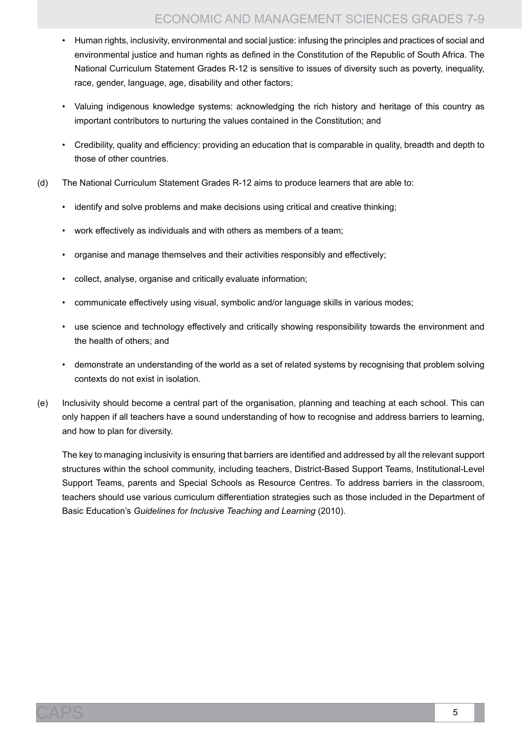- Human rights, inclusivity, environmental and social justice: infusing the principles and practices of social and environmental justice and human rights as defined in the Constitution of the Republic of South Africa. The National Curriculum Statement Grades R-12 is sensitive to issues of diversity such as poverty, inequality, race, gender, language, age, disability and other factors;
- Valuing indigenous knowledge systems: acknowledging the rich history and heritage of this country as important contributors to nurturing the values contained in the Constitution; and
- Credibility, quality and efficiency: providing an education that is comparable in quality, breadth and depth to those of other countries.

(d) The National Curriculum Statement Grades R-12 aims to produce learners that are able to:

- identify and solve problems and make decisions using critical and creative thinking;
- work effectively as individuals and with others as members of a team;
- organise and manage themselves and their activities responsibly and effectively;
- collect, analyse, organise and critically evaluate information;
- communicate effectively using visual, symbolic and/or language skills in various modes;
- use science and technology effectively and critically showing responsibility towards the environment and the health of others; and
- demonstrate an understanding of the world as a set of related systems by recognising that problem solving contexts do not exist in isolation.

(e) Inclusivity should become a central part of the organisation, planning and teaching at each school. This can only happen if all teachers have a sound understanding of how to recognise and address barriers to learning, and how to plan for diversity.

The key to managing inclusivity is ensuring that barriers are identified and addressed by all the relevant support structures within the school community, including teachers, District-Based Support Teams, Institutional-Level Support Teams, parents and Special Schools as Resource Centres. To address barriers in the classroom, teachers should use various curriculum differentiation strategies such as those included in the Department of Basic Education's *Guidelines for Inclusive Teaching and Learning* (2010).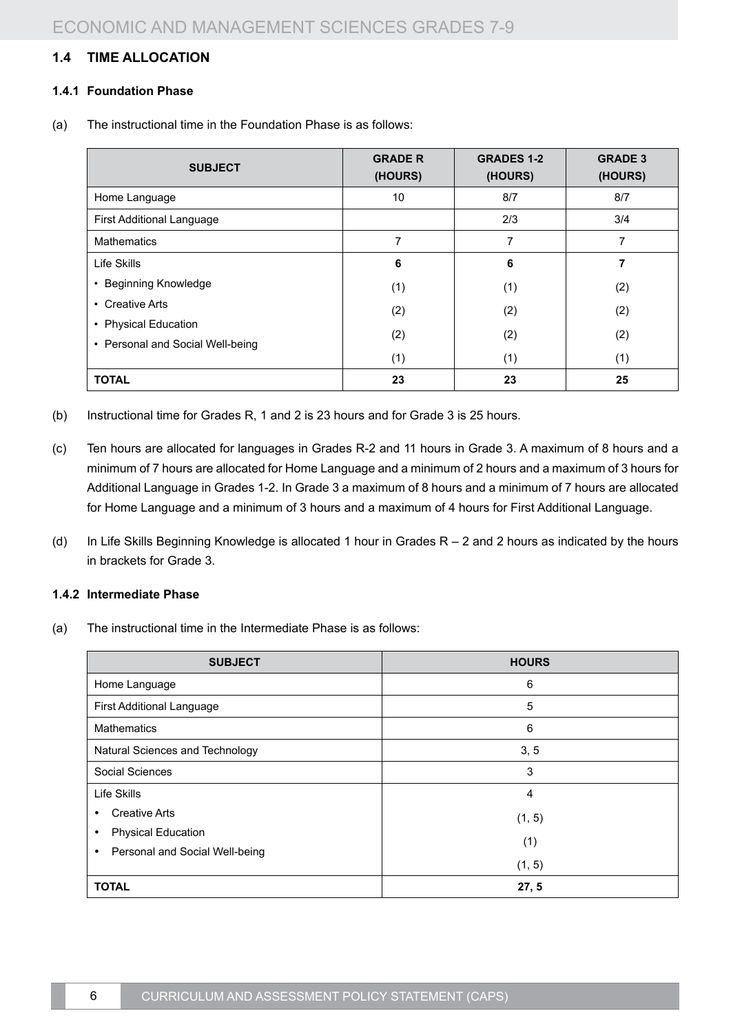### 1.4 TIME ALLOCATION

#### 1.4.1 Foundation Phase

(a) The instructional time in the Foundation Phase is as follows:

| SUBJECT | GRADE R (HOURS) | GRADES 1-2 (HOURS) | GRADE 3 (HOURS) |
|---|---|---|---|
| Home Language | 10 | 8/7 | 8/7 |
| First Additional Language | | 2/3 | 3/4 |
| Mathematics | 7 | 7 | 7 |
| Life Skills | **6** | **6** | **7** |
| • Beginning Knowledge | (1) | (1) | (2) |
| • Creative Arts | (2) | (2) | (2) |
| • Physical Education | (2) | (2) | (2) |
| • Personal and Social Well-being | (1) | (1) | (1) |
| **TOTAL** | **23** | **23** | **25** |

(b) Instructional time for Grades R, 1 and 2 is 23 hours and for Grade 3 is 25 hours.

(c) Ten hours are allocated for languages in Grades R-2 and 11 hours in Grade 3. A maximum of 8 hours and a minimum of 7 hours are allocated for Home Language and a minimum of 2 hours and a maximum of 3 hours for Additional Language in Grades 1-2. In Grade 3 a maximum of 8 hours and a minimum of 7 hours are allocated for Home Language and a minimum of 3 hours and a maximum of 4 hours for First Additional Language.

(d) In Life Skills Beginning Knowledge is allocated 1 hour in Grades R – 2 and 2 hours as indicated by the hours in brackets for Grade 3.

#### 1.4.2 Intermediate Phase

(a) The instructional time in the Intermediate Phase is as follows:

| SUBJECT | HOURS |
|---|---|
| Home Language | 6 |
| First Additional Language | 5 |
| Mathematics | 6 |
| Natural Sciences and Technology | 3, 5 |
| Social Sciences | 3 |
| Life Skills | 4 |
| • Creative Arts | (1, 5) |
| • Physical Education | (1) |
| • Personal and Social Well-being | (1, 5) |
| **TOTAL** | **27, 5** |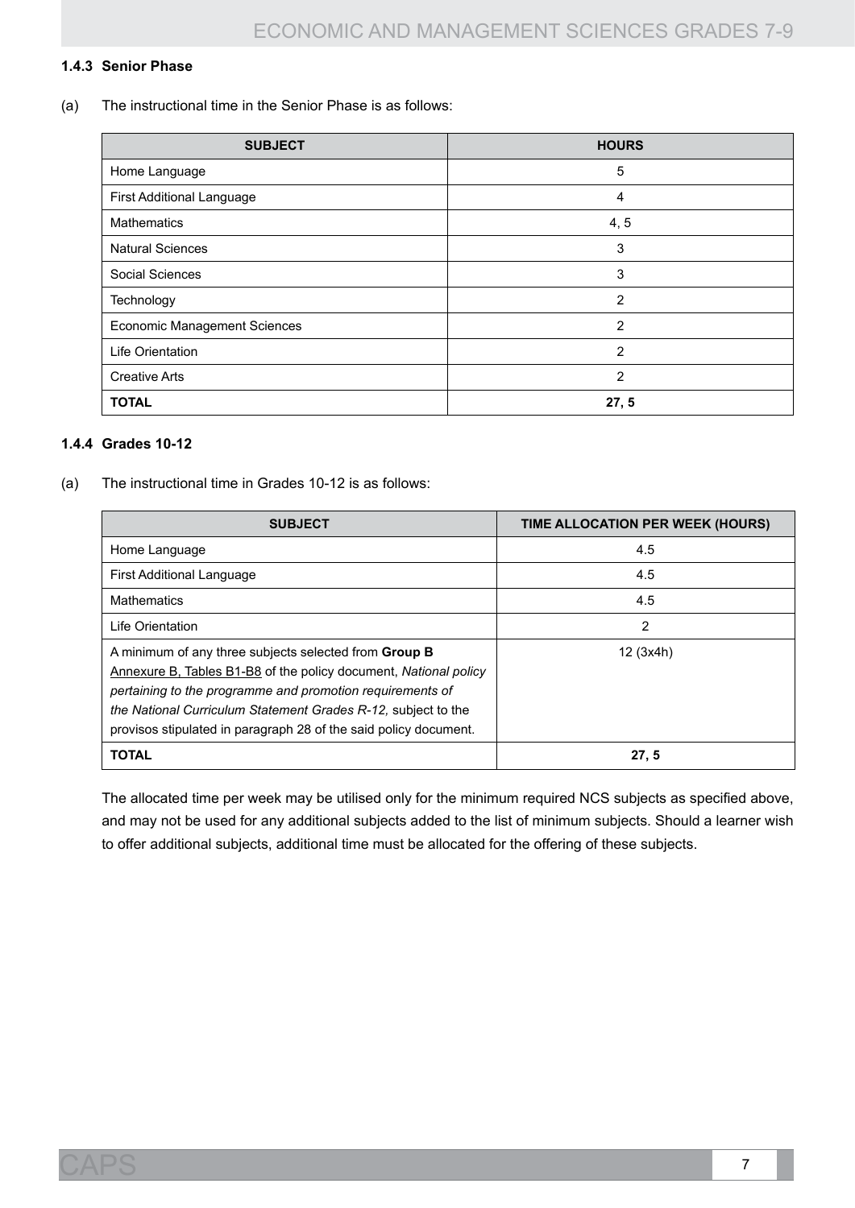### 1.4.3 Senior Phase

(a) The instructional time in the Senior Phase is as follows:

| SUBJECT | HOURS |
|---|---|
| Home Language | 5 |
| First Additional Language | 4 |
| Mathematics | 4, 5 |
| Natural Sciences | 3 |
| Social Sciences | 3 |
| Technology | 2 |
| Economic Management Sciences | 2 |
| Life Orientation | 2 |
| Creative Arts | 2 |
| **TOTAL** | **27, 5** |

### 1.4.4 Grades 10-12

(a) The instructional time in Grades 10-12 is as follows:

| SUBJECT | TIME ALLOCATION PER WEEK (HOURS) |
|---|---|
| Home Language | 4.5 |
| First Additional Language | 4.5 |
| Mathematics | 4.5 |
| Life Orientation | 2 |
| A minimum of any three subjects selected from **Group B** Annexure B, Tables B1-B8 of the policy document, *National policy pertaining to the programme and promotion requirements of the National Curriculum Statement Grades R-12,* subject to the provisos stipulated in paragraph 28 of the said policy document. | 12 (3x4h) |
| **TOTAL** | **27, 5** |

The allocated time per week may be utilised only for the minimum required NCS subjects as specified above, and may not be used for any additional subjects added to the list of minimum subjects. Should a learner wish to offer additional subjects, additional time must be allocated for the offering of these subjects.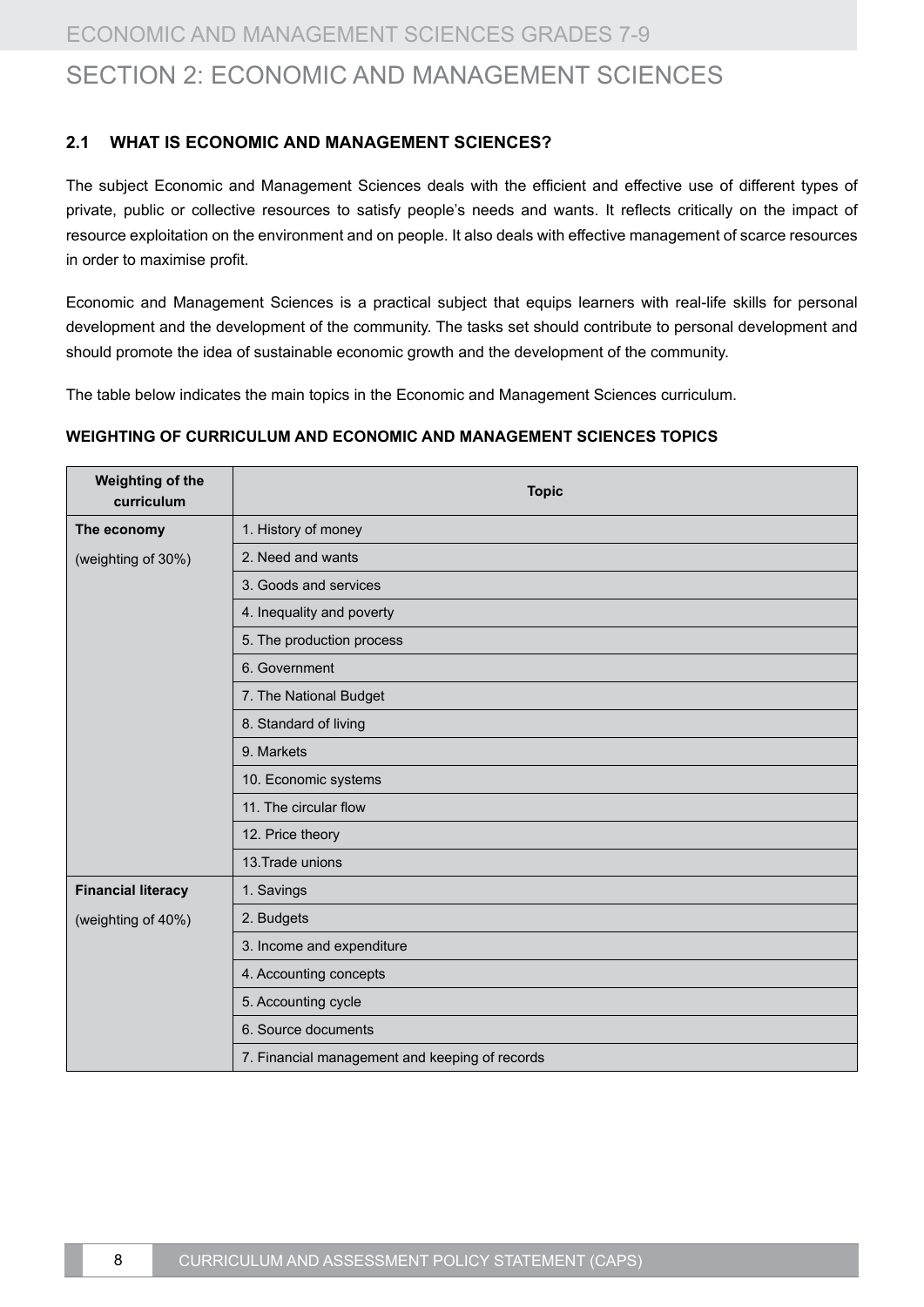# SECTION 2: ECONOMIC AND MANAGEMENT SCIENCES

## 2.1 WHAT IS ECONOMIC AND MANAGEMENT SCIENCES?

The subject Economic and Management Sciences deals with the efficient and effective use of different types of private, public or collective resources to satisfy people's needs and wants. It reflects critically on the impact of resource exploitation on the environment and on people. It also deals with effective management of scarce resources in order to maximise profit.

Economic and Management Sciences is a practical subject that equips learners with real-life skills for personal development and the development of the community. The tasks set should contribute to personal development and should promote the idea of sustainable economic growth and the development of the community.

The table below indicates the main topics in the Economic and Management Sciences curriculum.

**WEIGHTING OF CURRICULUM AND ECONOMIC AND MANAGEMENT SCIENCES TOPICS**

| Weighting of the curriculum | Topic |
|---|---|
| **The economy** (weighting of 30%) | 1. History of money |
| | 2. Need and wants |
| | 3. Goods and services |
| | 4. Inequality and poverty |
| | 5. The production process |
| | 6. Government |
| | 7. The National Budget |
| | 8. Standard of living |
| | 9. Markets |
| | 10. Economic systems |
| | 11. The circular flow |
| | 12. Price theory |
| | 13.Trade unions |
| **Financial literacy** (weighting of 40%) | 1. Savings |
| | 2. Budgets |
| | 3. Income and expenditure |
| | 4. Accounting concepts |
| | 5. Accounting cycle |
| | 6. Source documents |
| | 7. Financial management and keeping of records |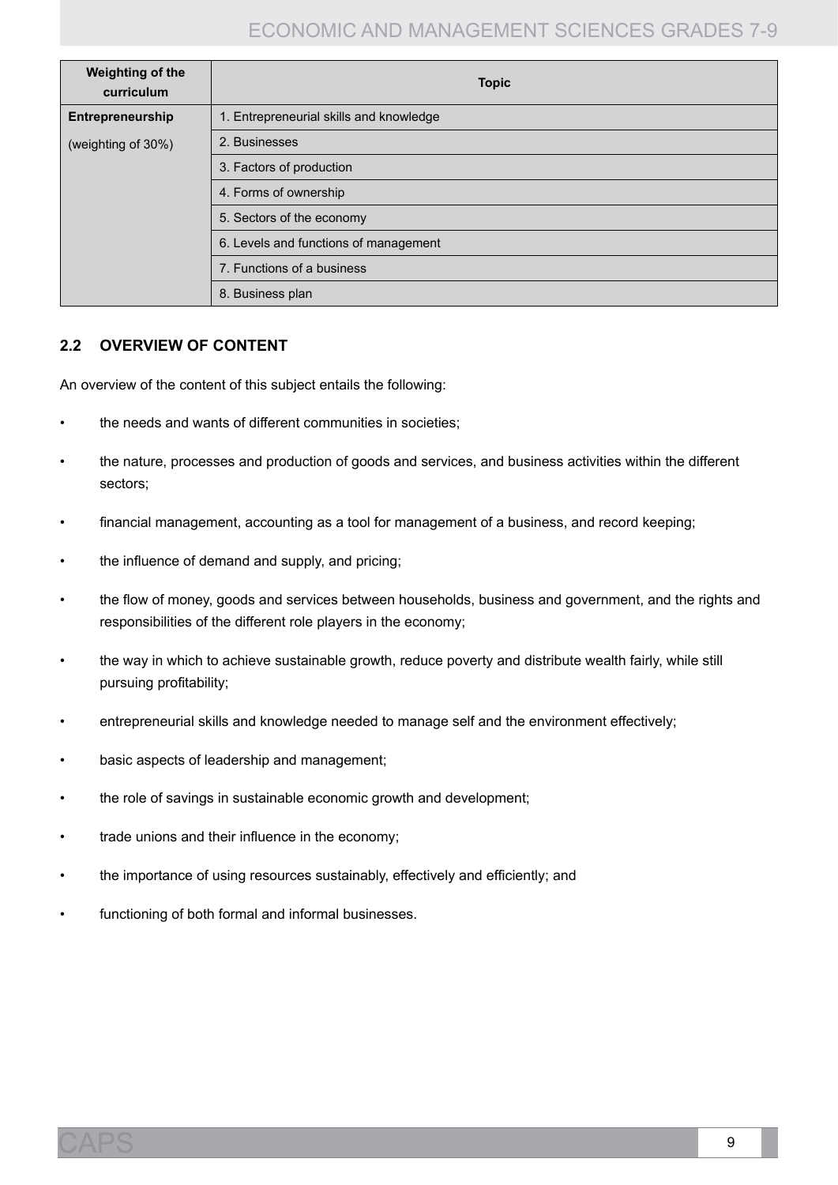| Weighting of the curriculum | Topic |
|---|---|
| **Entrepreneurship** | 1. Entrepreneurial skills and knowledge |
| (weighting of 30%) | 2. Businesses |
| | 3. Factors of production |
| | 4. Forms of ownership |
| | 5. Sectors of the economy |
| | 6. Levels and functions of management |
| | 7. Functions of a business |
| | 8. Business plan |

## 2.2 OVERVIEW OF CONTENT

An overview of the content of this subject entails the following:

- the needs and wants of different communities in societies;
- the nature, processes and production of goods and services, and business activities within the different sectors;
- financial management, accounting as a tool for management of a business, and record keeping;
- the influence of demand and supply, and pricing;
- the flow of money, goods and services between households, business and government, and the rights and responsibilities of the different role players in the economy;
- the way in which to achieve sustainable growth, reduce poverty and distribute wealth fairly, while still pursuing profitability;
- entrepreneurial skills and knowledge needed to manage self and the environment effectively;
- basic aspects of leadership and management;
- the role of savings in sustainable economic growth and development;
- trade unions and their influence in the economy;
- the importance of using resources sustainably, effectively and efficiently; and
- functioning of both formal and informal businesses.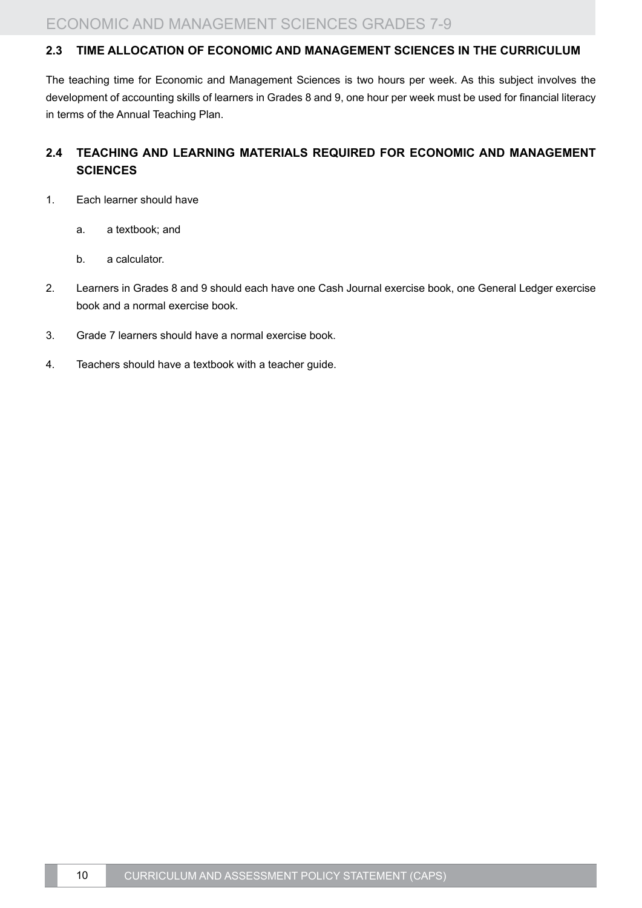## 2.3 TIME ALLOCATION OF ECONOMIC AND MANAGEMENT SCIENCES IN THE CURRICULUM

The teaching time for Economic and Management Sciences is two hours per week. As this subject involves the development of accounting skills of learners in Grades 8 and 9, one hour per week must be used for financial literacy in terms of the Annual Teaching Plan.

## 2.4 TEACHING AND LEARNING MATERIALS REQUIRED FOR ECONOMIC AND MANAGEMENT SCIENCES

1. Each learner should have
   a. a textbook; and
   b. a calculator.
2. Learners in Grades 8 and 9 should each have one Cash Journal exercise book, one General Ledger exercise book and a normal exercise book.
3. Grade 7 learners should have a normal exercise book.
4. Teachers should have a textbook with a teacher guide.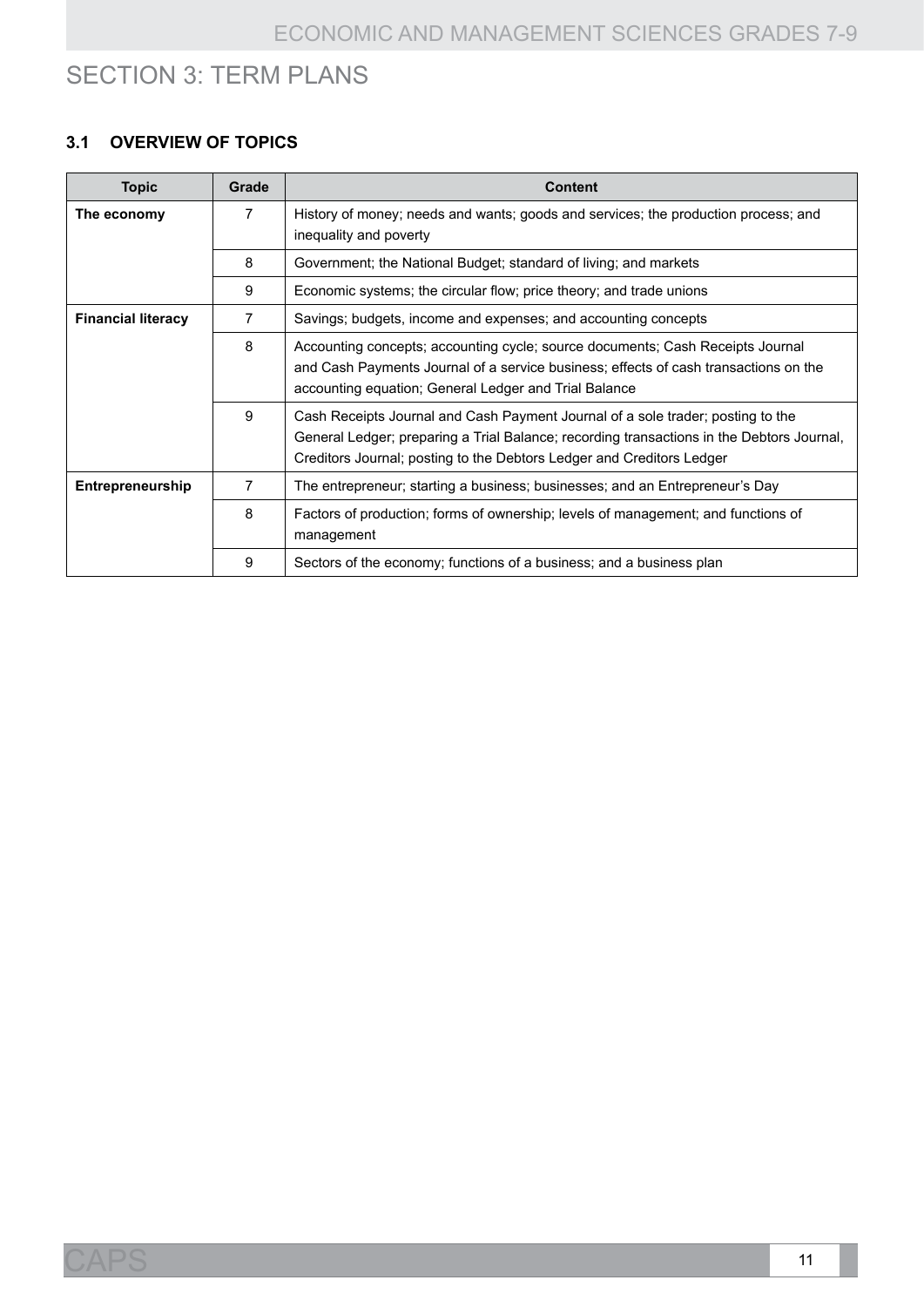# SECTION 3: TERM PLANS

## 3.1 OVERVIEW OF TOPICS

| Topic | Grade | Content |
|---|---|---|
| **The economy** | 7 | History of money; needs and wants; goods and services; the production process; and inequality and poverty |
| | 8 | Government; the National Budget; standard of living; and markets |
| | 9 | Economic systems; the circular flow; price theory; and trade unions |
| **Financial literacy** | 7 | Savings; budgets, income and expenses; and accounting concepts |
| | 8 | Accounting concepts; accounting cycle; source documents; Cash Receipts Journal and Cash Payments Journal of a service business; effects of cash transactions on the accounting equation; General Ledger and Trial Balance |
| | 9 | Cash Receipts Journal and Cash Payment Journal of a sole trader; posting to the General Ledger; preparing a Trial Balance; recording transactions in the Debtors Journal, Creditors Journal; posting to the Debtors Ledger and Creditors Ledger |
| **Entrepreneurship** | 7 | The entrepreneur; starting a business; businesses; and an Entrepreneur's Day |
| | 8 | Factors of production; forms of ownership; levels of management; and functions of management |
| | 9 | Sectors of the economy; functions of a business; and a business plan |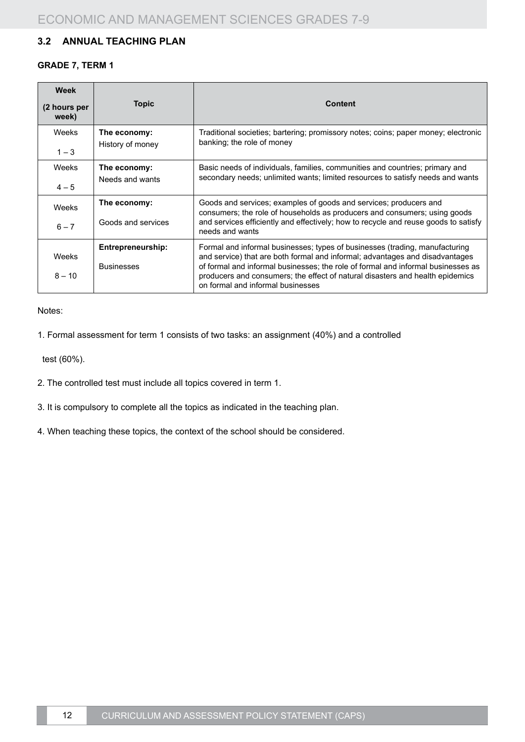## 3.2 ANNUAL TEACHING PLAN

### GRADE 7, TERM 1

| Week (2 hours per week) | Topic | Content |
|---|---|---|
| Weeks 1 – 3 | **The economy:** History of money | Traditional societies; bartering; promissory notes; coins; paper money; electronic banking; the role of money |
| Weeks 4 – 5 | **The economy:** Needs and wants | Basic needs of individuals, families, communities and countries; primary and secondary needs; unlimited wants; limited resources to satisfy needs and wants |
| Weeks 6 – 7 | **The economy:** Goods and services | Goods and services; examples of goods and services; producers and consumers; the role of households as producers and consumers; using goods and services efficiently and effectively; how to recycle and reuse goods to satisfy needs and wants |
| Weeks 8 – 10 | **Entrepreneurship:** Businesses | Formal and informal businesses; types of businesses (trading, manufacturing and service) that are both formal and informal; advantages and disadvantages of formal and informal businesses; the role of formal and informal businesses as producers and consumers; the effect of natural disasters and health epidemics on formal and informal businesses |

Notes:

1. Formal assessment for term 1 consists of two tasks: an assignment (40%) and a controlled test (60%).
2. The controlled test must include all topics covered in term 1.
3. It is compulsory to complete all the topics as indicated in the teaching plan.
4. When teaching these topics, the context of the school should be considered.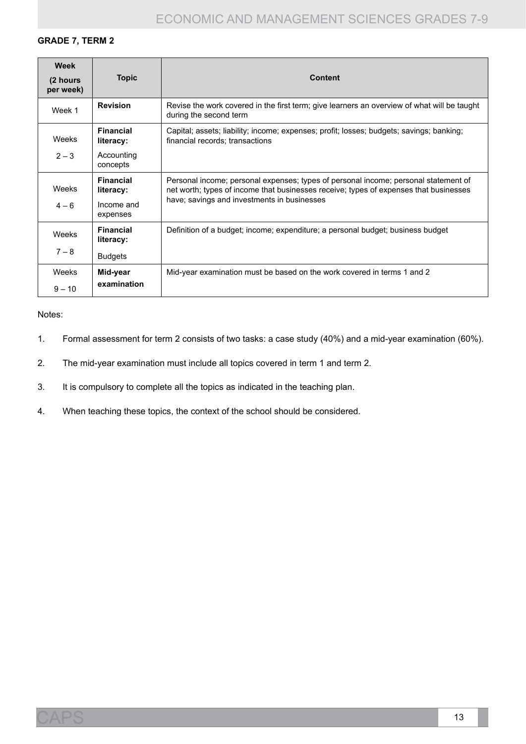**GRADE 7, TERM 2**

| Week (2 hours per week) | Topic | Content |
|---|---|---|
| Week 1 | **Revision** | Revise the work covered in the first term; give learners an overview of what will be taught during the second term |
| Weeks 2 – 3 | **Financial literacy:** Accounting concepts | Capital; assets; liability; income; expenses; profit; losses; budgets; savings; banking; financial records; transactions |
| Weeks 4 – 6 | **Financial literacy:** Income and expenses | Personal income; personal expenses; types of personal income; personal statement of net worth; types of income that businesses receive; types of expenses that businesses have; savings and investments in businesses |
| Weeks 7 – 8 | **Financial literacy:** Budgets | Definition of a budget; income; expenditure; a personal budget; business budget |
| Weeks 9 – 10 | **Mid-year examination** | Mid-year examination must be based on the work covered in terms 1 and 2 |

Notes:

1. Formal assessment for term 2 consists of two tasks: a case study (40%) and a mid-year examination (60%).
2. The mid-year examination must include all topics covered in term 1 and term 2.
3. It is compulsory to complete all the topics as indicated in the teaching plan.
4. When teaching these topics, the context of the school should be considered.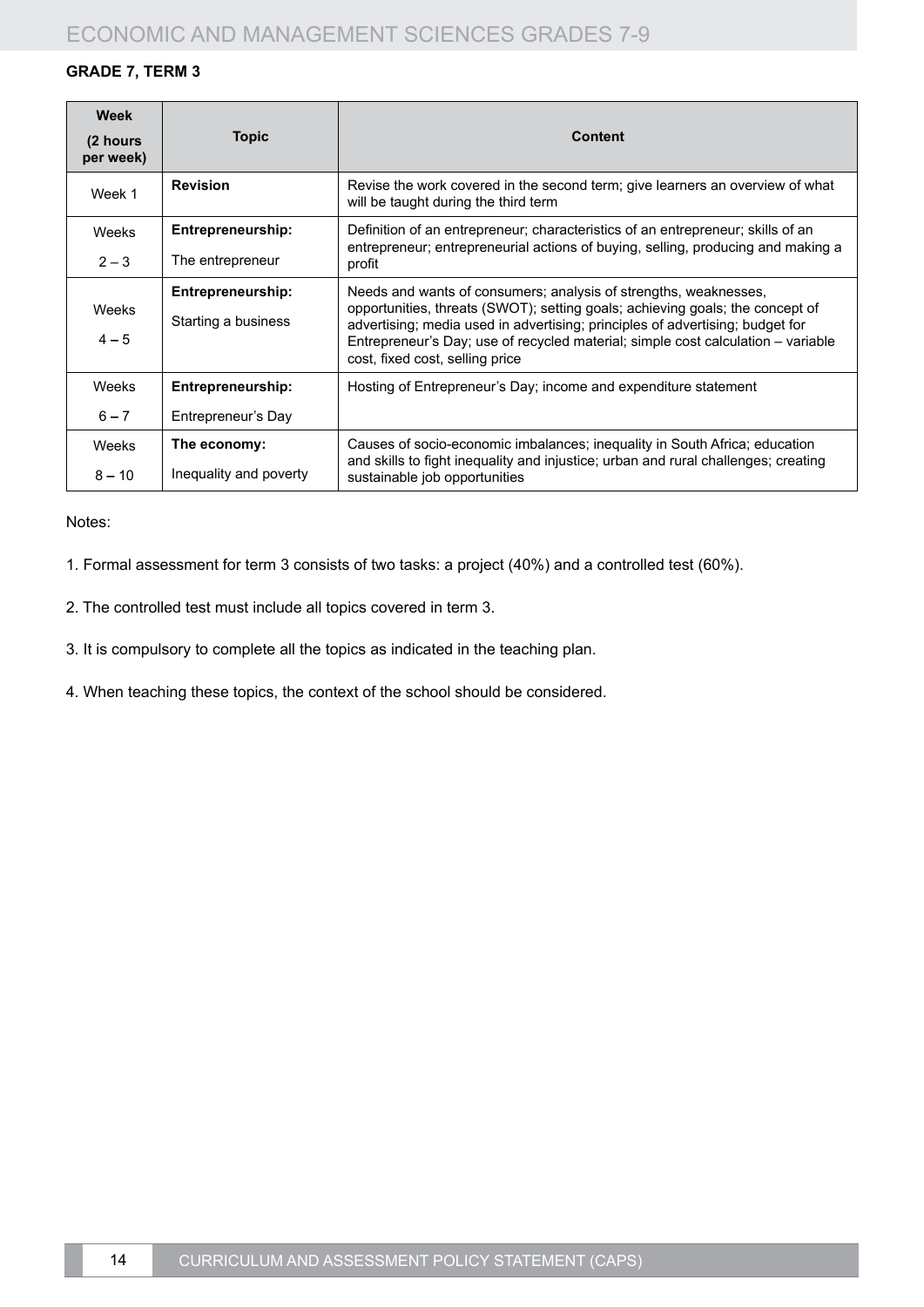**GRADE 7, TERM 3**

| Week (2 hours per week) | Topic | Content |
|---|---|---|
| Week 1 | **Revision** | Revise the work covered in the second term; give learners an overview of what will be taught during the third term |
| Weeks 2 – 3 | **Entrepreneurship:** The entrepreneur | Definition of an entrepreneur; characteristics of an entrepreneur; skills of an entrepreneur; entrepreneurial actions of buying, selling, producing and making a profit |
| Weeks 4 – 5 | **Entrepreneurship:** Starting a business | Needs and wants of consumers; analysis of strengths, weaknesses, opportunities, threats (SWOT); setting goals; achieving goals; the concept of advertising; media used in advertising; principles of advertising; budget for Entrepreneur's Day; use of recycled material; simple cost calculation – variable cost, fixed cost, selling price |
| Weeks 6 – 7 | **Entrepreneurship:** Entrepreneur's Day | Hosting of Entrepreneur's Day; income and expenditure statement |
| Weeks 8 – 10 | **The economy:** Inequality and poverty | Causes of socio-economic imbalances; inequality in South Africa; education and skills to fight inequality and injustice; urban and rural challenges; creating sustainable job opportunities |

Notes:

1. Formal assessment for term 3 consists of two tasks: a project (40%) and a controlled test (60%).

2. The controlled test must include all topics covered in term 3.

3. It is compulsory to complete all the topics as indicated in the teaching plan.

4. When teaching these topics, the context of the school should be considered.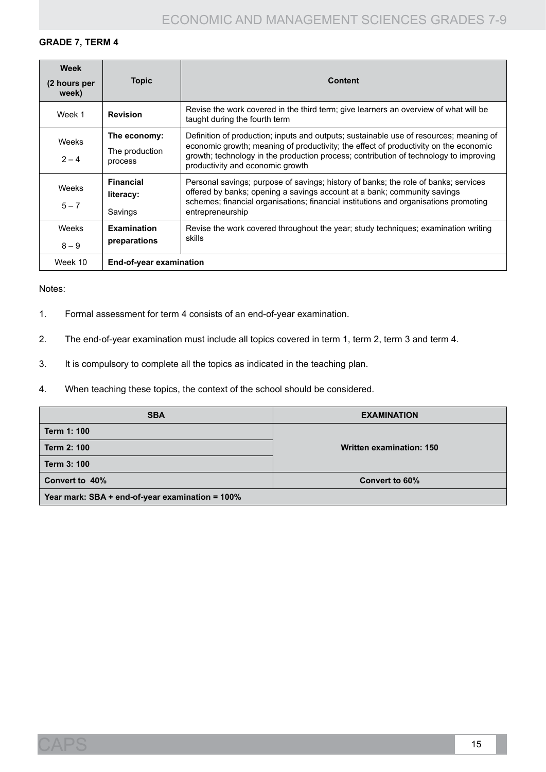**GRADE 7, TERM 4**

| Week (2 hours per week) | Topic | Content |
| --- | --- | --- |
| Week 1 | **Revision** | Revise the work covered in the third term; give learners an overview of what will be taught during the fourth term |
| Weeks 2 – 4 | **The economy:** The production process | Definition of production; inputs and outputs; sustainable use of resources; meaning of economic growth; meaning of productivity; the effect of productivity on the economic growth; technology in the production process; contribution of technology to improving productivity and economic growth |
| Weeks 5 – 7 | **Financial literacy:** Savings | Personal savings; purpose of savings; history of banks; the role of banks; services offered by banks; opening a savings account at a bank; community savings schemes; financial organisations; financial institutions and organisations promoting entrepreneurship |
| Weeks 8 – 9 | **Examination preparations** | Revise the work covered throughout the year; study techniques; examination writing skills |
| Week 10 | **End-of-year examination** | |

Notes:

1. Formal assessment for term 4 consists of an end-of-year examination.
2. The end-of-year examination must include all topics covered in term 1, term 2, term 3 and term 4.
3. It is compulsory to complete all the topics as indicated in the teaching plan.
4. When teaching these topics, the context of the school should be considered.

| SBA | EXAMINATION |
| --- | --- |
| **Term 1: 100** | **Written examination: 150** |
| **Term 2: 100** | |
| **Term 3: 100** | |
| **Convert to 40%** | **Convert to 60%** |
| **Year mark: SBA + end-of-year examination = 100%** | |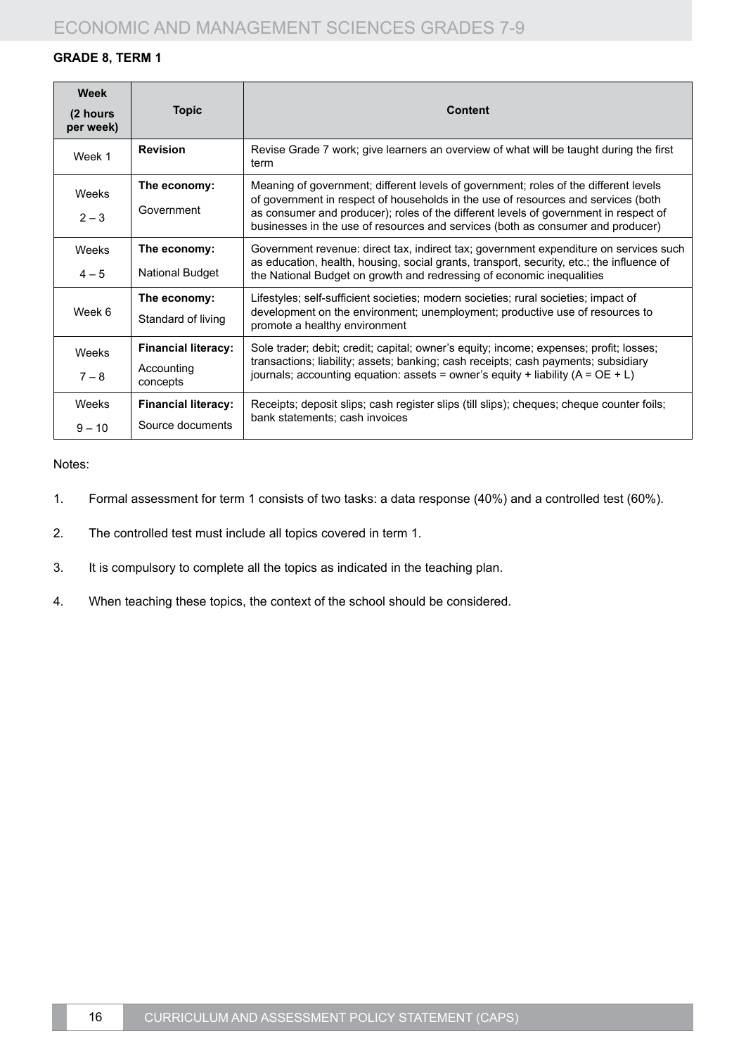**GRADE 8, TERM 1**

| Week (2 hours per week) | Topic | Content |
|---|---|---|
| Week 1 | **Revision** | Revise Grade 7 work; give learners an overview of what will be taught during the first term |
| Weeks 2 – 3 | **The economy:** Government | Meaning of government; different levels of government; roles of the different levels of government in respect of households in the use of resources and services (both as consumer and producer); roles of the different levels of government in respect of businesses in the use of resources and services (both as consumer and producer) |
| Weeks 4 – 5 | **The economy:** National Budget | Government revenue: direct tax, indirect tax; government expenditure on services such as education, health, housing, social grants, transport, security, etc.; the influence of the National Budget on growth and redressing of economic inequalities |
| Week 6 | **The economy:** Standard of living | Lifestyles; self-sufficient societies; modern societies; rural societies; impact of development on the environment; unemployment; productive use of resources to promote a healthy environment |
| Weeks 7 – 8 | **Financial literacy:** Accounting concepts | Sole trader; debit; credit; capital; owner's equity; income; expenses; profit; losses; transactions; liability; assets; banking; cash receipts; cash payments; subsidiary journals; accounting equation: assets = owner's equity + liability (A = OE + L) |
| Weeks 9 – 10 | **Financial literacy:** Source documents | Receipts; deposit slips; cash register slips (till slips); cheques; cheque counter foils; bank statements; cash invoices |

Notes:

1. Formal assessment for term 1 consists of two tasks: a data response (40%) and a controlled test (60%).
2. The controlled test must include all topics covered in term 1.
3. It is compulsory to complete all the topics as indicated in the teaching plan.
4. When teaching these topics, the context of the school should be considered.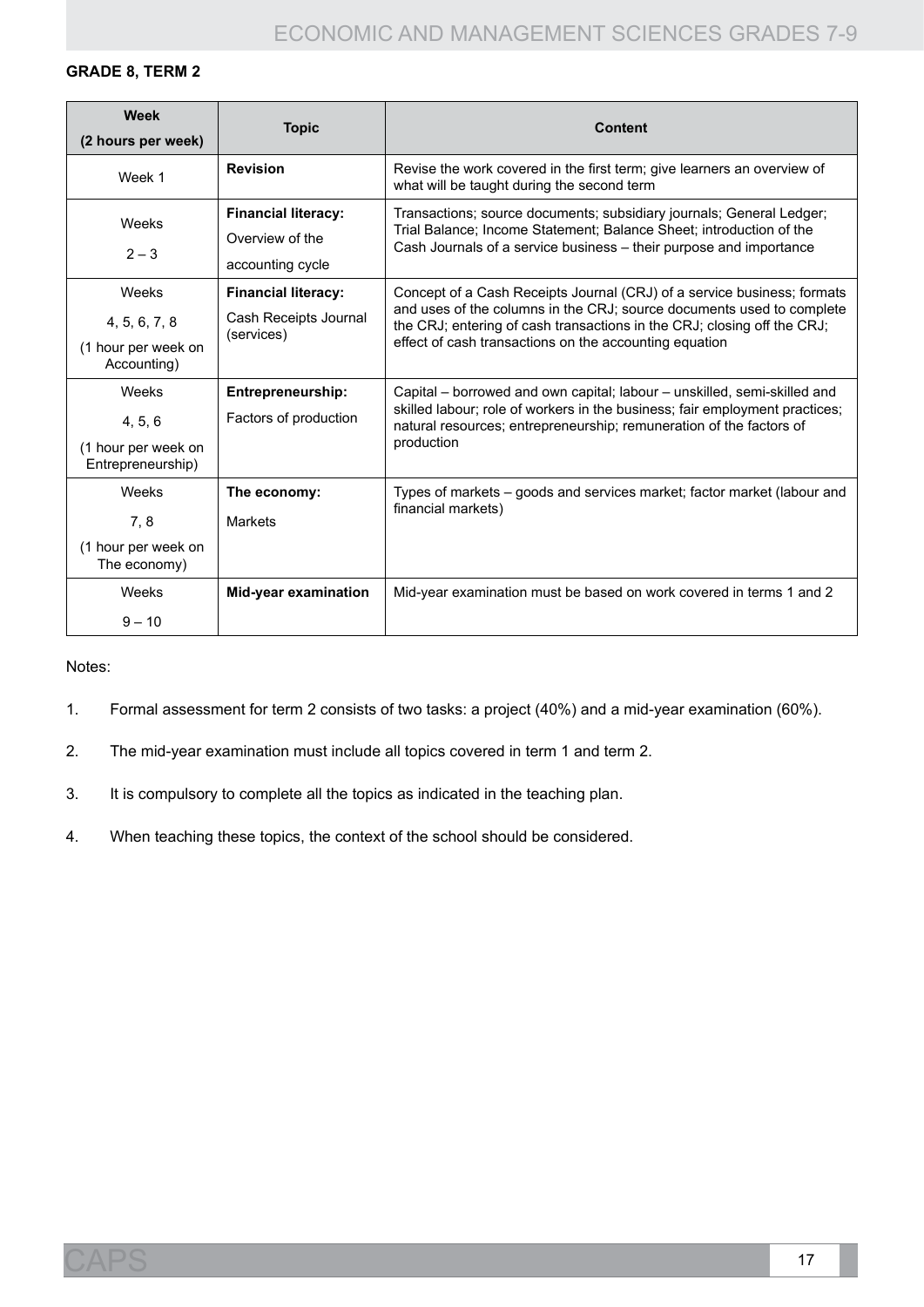**GRADE 8, TERM 2**

| Week (2 hours per week) | Topic | Content |
|---|---|---|
| Week 1 | **Revision** | Revise the work covered in the first term; give learners an overview of what will be taught during the second term |
| Weeks 2 – 3 | **Financial literacy:** Overview of the accounting cycle | Transactions; source documents; subsidiary journals; General Ledger; Trial Balance; Income Statement; Balance Sheet; introduction of the Cash Journals of a service business – their purpose and importance |
| Weeks 4, 5, 6, 7, 8 (1 hour per week on Accounting) | **Financial literacy:** Cash Receipts Journal (services) | Concept of a Cash Receipts Journal (CRJ) of a service business; formats and uses of the columns in the CRJ; source documents used to complete the CRJ; entering of cash transactions in the CRJ; closing off the CRJ; effect of cash transactions on the accounting equation |
| Weeks 4, 5, 6 (1 hour per week on Entrepreneurship) | **Entrepreneurship:** Factors of production | Capital – borrowed and own capital; labour – unskilled, semi-skilled and skilled labour; role of workers in the business; fair employment practices; natural resources; entrepreneurship; remuneration of the factors of production |
| Weeks 7, 8 (1 hour per week on The economy) | **The economy:** Markets | Types of markets – goods and services market; factor market (labour and financial markets) |
| Weeks 9 – 10 | **Mid-year examination** | Mid-year examination must be based on work covered in terms 1 and 2 |

Notes:

1. Formal assessment for term 2 consists of two tasks: a project (40%) and a mid-year examination (60%).
2. The mid-year examination must include all topics covered in term 1 and term 2.
3. It is compulsory to complete all the topics as indicated in the teaching plan.
4. When teaching these topics, the context of the school should be considered.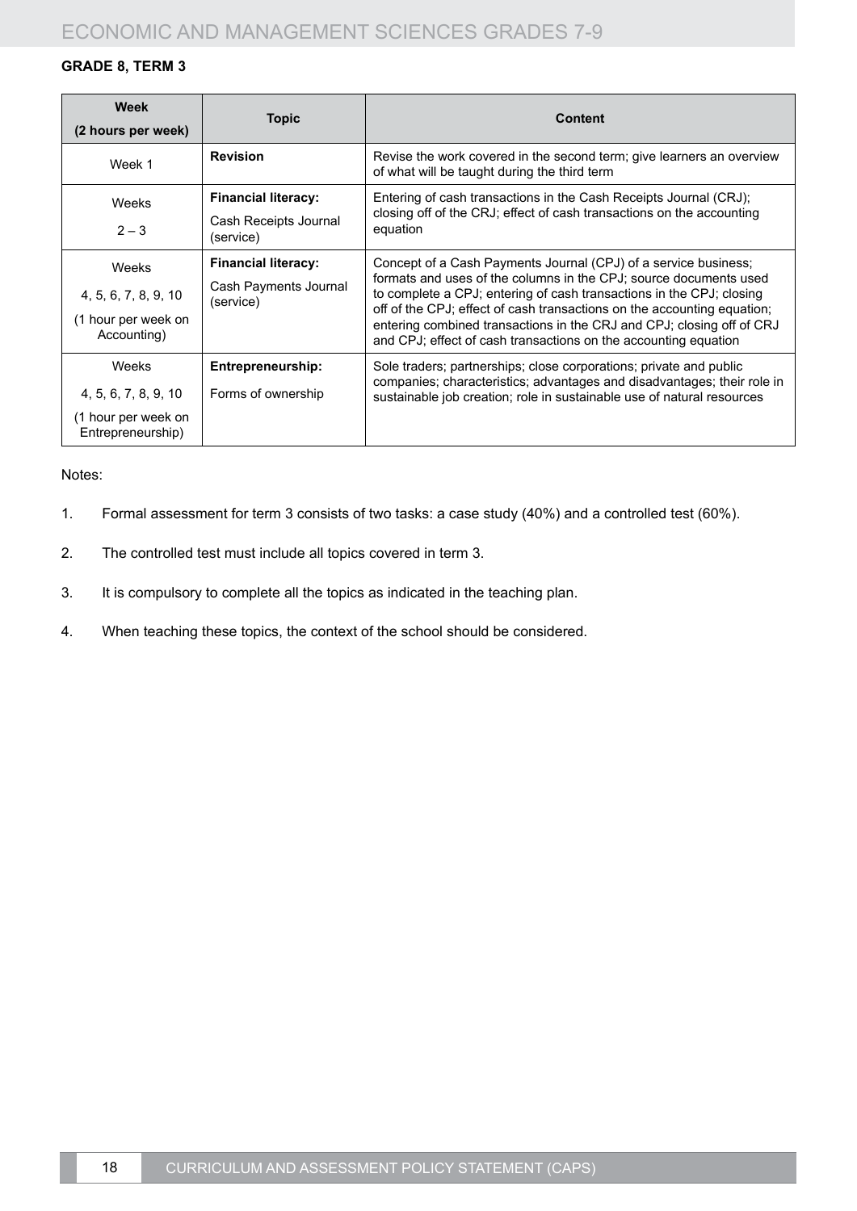**GRADE 8, TERM 3**

| Week (2 hours per week) | Topic | Content |
|---|---|---|
| Week 1 | **Revision** | Revise the work covered in the second term; give learners an overview of what will be taught during the third term |
| Weeks 2 – 3 | **Financial literacy:** Cash Receipts Journal (service) | Entering of cash transactions in the Cash Receipts Journal (CRJ); closing off of the CRJ; effect of cash transactions on the accounting equation |
| Weeks 4, 5, 6, 7, 8, 9, 10 (1 hour per week on Accounting) | **Financial literacy:** Cash Payments Journal (service) | Concept of a Cash Payments Journal (CPJ) of a service business; formats and uses of the columns in the CPJ; source documents used to complete a CPJ; entering of cash transactions in the CPJ; closing off of the CPJ; effect of cash transactions on the accounting equation; entering combined transactions in the CRJ and CPJ; closing off of CRJ and CPJ; effect of cash transactions on the accounting equation |
| Weeks 4, 5, 6, 7, 8, 9, 10 (1 hour per week on Entrepreneurship) | **Entrepreneurship:** Forms of ownership | Sole traders; partnerships; close corporations; private and public companies; characteristics; advantages and disadvantages; their role in sustainable job creation; role in sustainable use of natural resources |

Notes:

1. Formal assessment for term 3 consists of two tasks: a case study (40%) and a controlled test (60%).
2. The controlled test must include all topics covered in term 3.
3. It is compulsory to complete all the topics as indicated in the teaching plan.
4. When teaching these topics, the context of the school should be considered.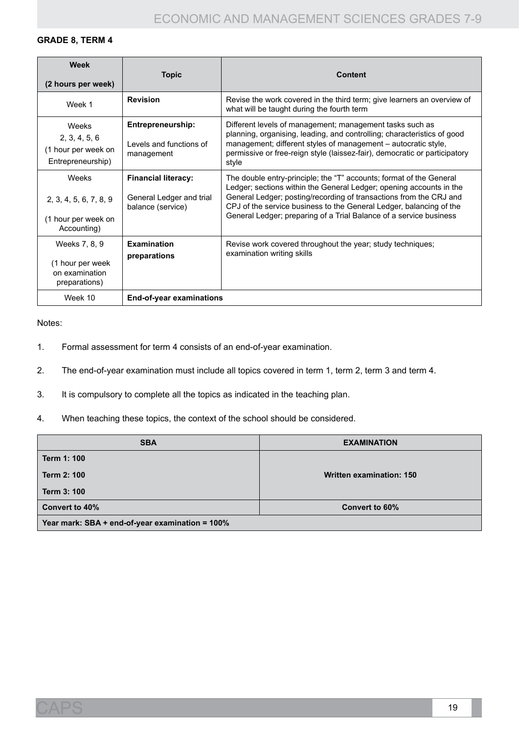**GRADE 8, TERM 4**

| Week (2 hours per week) | Topic | Content |
|---|---|---|
| Week 1 | **Revision** | Revise the work covered in the third term; give learners an overview of what will be taught during the fourth term |
| Weeks 2, 3, 4, 5, 6 (1 hour per week on Entrepreneurship) | **Entrepreneurship:** Levels and functions of management | Different levels of management; management tasks such as planning, organising, leading, and controlling; characteristics of good management; different styles of management – autocratic style, permissive or free-reign style (laissez-fair), democratic or participatory style |
| Weeks 2, 3, 4, 5, 6, 7, 8, 9 (1 hour per week on Accounting) | **Financial literacy:** General Ledger and trial balance (service) | The double entry-principle; the "T" accounts; format of the General Ledger; sections within the General Ledger; opening accounts in the General Ledger; posting/recording of transactions from the CRJ and CPJ of the service business to the General Ledger, balancing of the General Ledger; preparing of a Trial Balance of a service business |
| Weeks 7, 8, 9 (1 hour per week on examination preparations) | **Examination preparations** | Revise work covered throughout the year; study techniques; examination writing skills |
| Week 10 | **End-of-year examinations** | |

Notes:

1. Formal assessment for term 4 consists of an end-of-year examination.
2. The end-of-year examination must include all topics covered in term 1, term 2, term 3 and term 4.
3. It is compulsory to complete all the topics as indicated in the teaching plan.
4. When teaching these topics, the context of the school should be considered.

| SBA | EXAMINATION |
|---|---|
| **Term 1: 100**<br>**Term 2: 100**<br>**Term 3: 100** | **Written examination: 150** |
| **Convert to 40%** | **Convert to 60%** |
| **Year mark: SBA + end-of-year examination = 100%** | |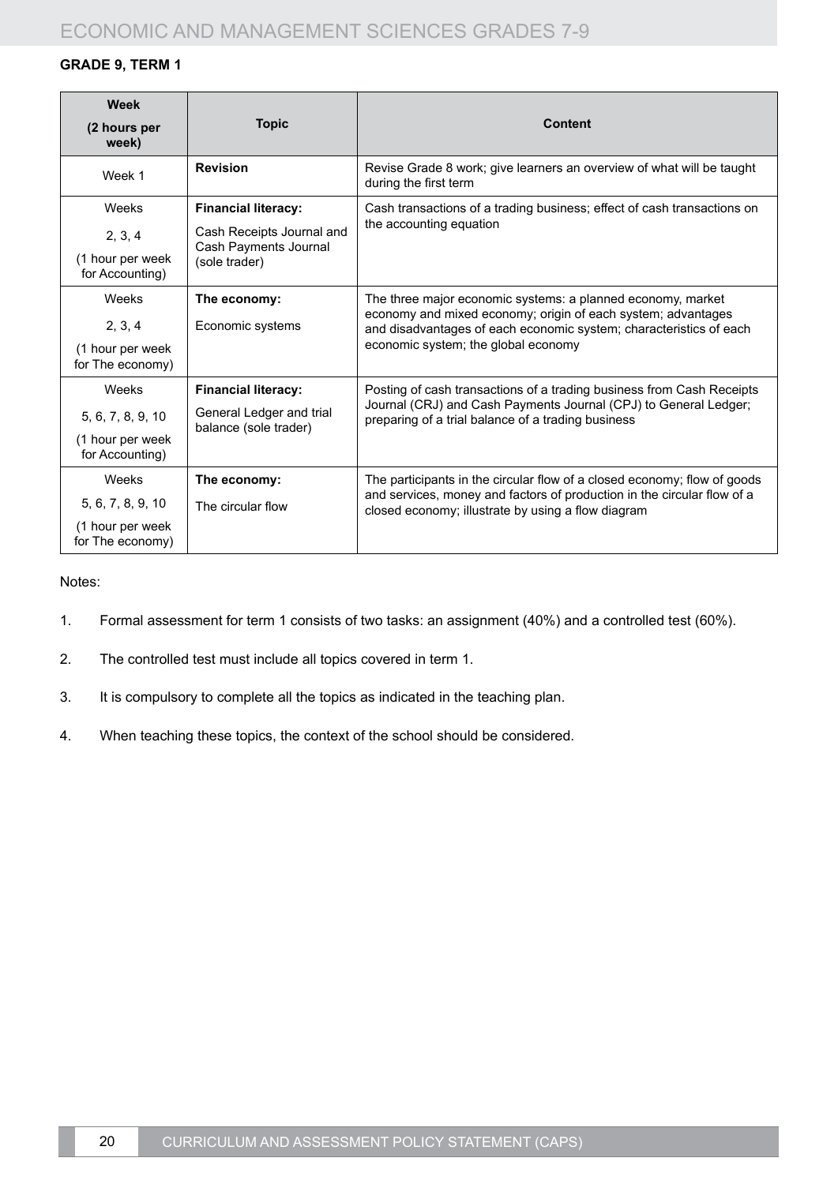**GRADE 9, TERM 1**

| Week (2 hours per week) | Topic | Content |
|---|---|---|
| Week 1 | **Revision** | Revise Grade 8 work; give learners an overview of what will be taught during the first term |
| Weeks 2, 3, 4 (1 hour per week for Accounting) | **Financial literacy:** Cash Receipts Journal and Cash Payments Journal (sole trader) | Cash transactions of a trading business; effect of cash transactions on the accounting equation |
| Weeks 2, 3, 4 (1 hour per week for The economy) | **The economy:** Economic systems | The three major economic systems: a planned economy, market economy and mixed economy; origin of each system; advantages and disadvantages of each economic system; characteristics of each economic system; the global economy |
| Weeks 5, 6, 7, 8, 9, 10 (1 hour per week for Accounting) | **Financial literacy:** General Ledger and trial balance (sole trader) | Posting of cash transactions of a trading business from Cash Receipts Journal (CRJ) and Cash Payments Journal (CPJ) to General Ledger; preparing of a trial balance of a trading business |
| Weeks 5, 6, 7, 8, 9, 10 (1 hour per week for The economy) | **The economy:** The circular flow | The participants in the circular flow of a closed economy; flow of goods and services, money and factors of production in the circular flow of a closed economy; illustrate by using a flow diagram |

Notes:

1. Formal assessment for term 1 consists of two tasks: an assignment (40%) and a controlled test (60%).
2. The controlled test must include all topics covered in term 1.
3. It is compulsory to complete all the topics as indicated in the teaching plan.
4. When teaching these topics, the context of the school should be considered.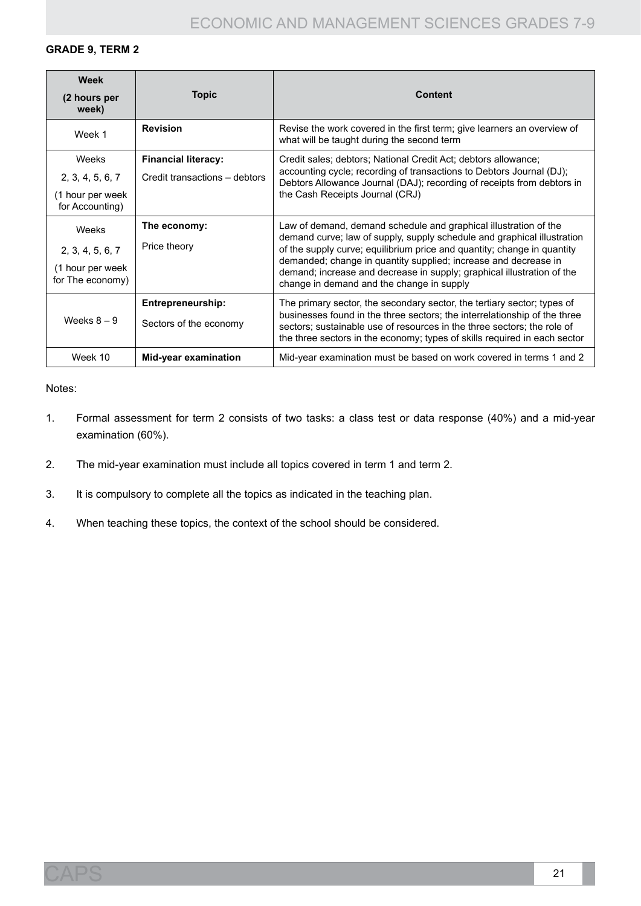**GRADE 9, TERM 2**

| Week (2 hours per week) | Topic | Content |
|---|---|---|
| Week 1 | **Revision** | Revise the work covered in the first term; give learners an overview of what will be taught during the second term |
| Weeks 2, 3, 4, 5, 6, 7 (1 hour per week for Accounting) | **Financial literacy:** Credit transactions – debtors | Credit sales; debtors; National Credit Act; debtors allowance; accounting cycle; recording of transactions to Debtors Journal (DJ); Debtors Allowance Journal (DAJ); recording of receipts from debtors in the Cash Receipts Journal (CRJ) |
| Weeks 2, 3, 4, 5, 6, 7 (1 hour per week for The economy) | **The economy:** Price theory | Law of demand, demand schedule and graphical illustration of the demand curve; law of supply, supply schedule and graphical illustration of the supply curve; equilibrium price and quantity; change in quantity demanded; change in quantity supplied; increase and decrease in demand; increase and decrease in supply; graphical illustration of the change in demand and the change in supply |
| Weeks 8 – 9 | **Entrepreneurship:** Sectors of the economy | The primary sector, the secondary sector, the tertiary sector; types of businesses found in the three sectors; the interrelationship of the three sectors; sustainable use of resources in the three sectors; the role of the three sectors in the economy; types of skills required in each sector |
| Week 10 | **Mid-year examination** | Mid-year examination must be based on work covered in terms 1 and 2 |

Notes:

1. Formal assessment for term 2 consists of two tasks: a class test or data response (40%) and a mid-year examination (60%).
2. The mid-year examination must include all topics covered in term 1 and term 2.
3. It is compulsory to complete all the topics as indicated in the teaching plan.
4. When teaching these topics, the context of the school should be considered.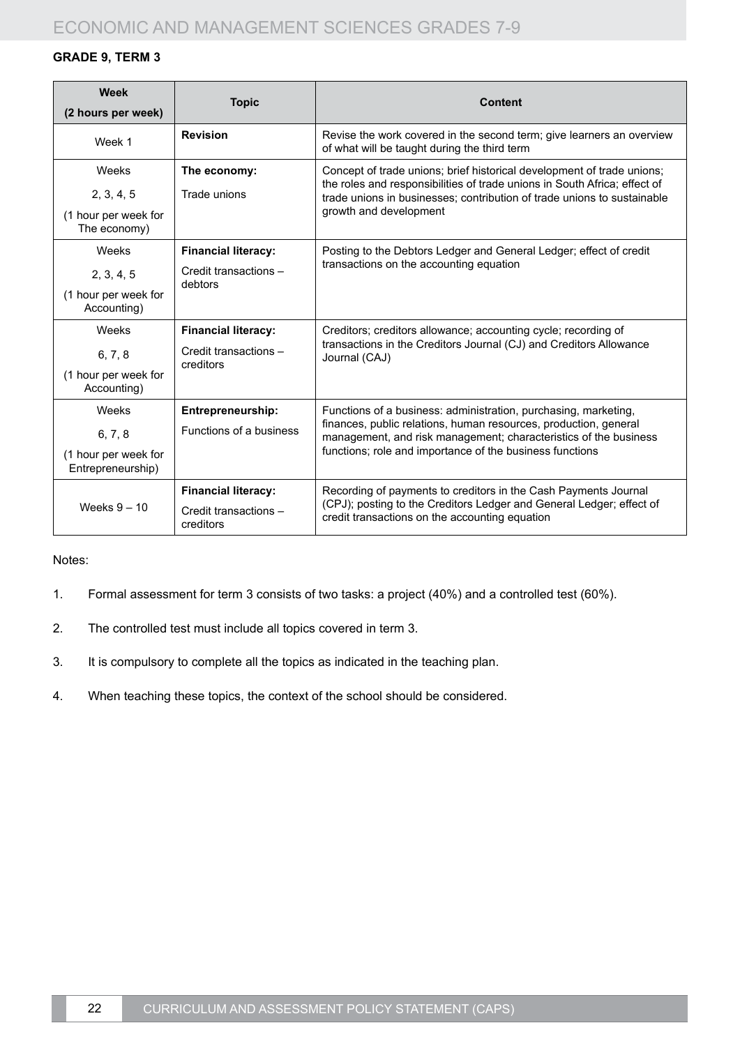**GRADE 9, TERM 3**

| Week (2 hours per week) | Topic | Content |
|---|---|---|
| Week 1 | **Revision** | Revise the work covered in the second term; give learners an overview of what will be taught during the third term |
| Weeks 2, 3, 4, 5 (1 hour per week for The economy) | **The economy:** Trade unions | Concept of trade unions; brief historical development of trade unions; the roles and responsibilities of trade unions in South Africa; effect of trade unions in businesses; contribution of trade unions to sustainable growth and development |
| Weeks 2, 3, 4, 5 (1 hour per week for Accounting) | **Financial literacy:** Credit transactions – debtors | Posting to the Debtors Ledger and General Ledger; effect of credit transactions on the accounting equation |
| Weeks 6, 7, 8 (1 hour per week for Accounting) | **Financial literacy:** Credit transactions – creditors | Creditors; creditors allowance; accounting cycle; recording of transactions in the Creditors Journal (CJ) and Creditors Allowance Journal (CAJ) |
| Weeks 6, 7, 8 (1 hour per week for Entrepreneurship) | **Entrepreneurship:** Functions of a business | Functions of a business: administration, purchasing, marketing, finances, public relations, human resources, production, general management, and risk management; characteristics of the business functions; role and importance of the business functions |
| Weeks 9 – 10 | **Financial literacy:** Credit transactions – creditors | Recording of payments to creditors in the Cash Payments Journal (CPJ); posting to the Creditors Ledger and General Ledger; effect of credit transactions on the accounting equation |

Notes:

1. Formal assessment for term 3 consists of two tasks: a project (40%) and a controlled test (60%).
2. The controlled test must include all topics covered in term 3.
3. It is compulsory to complete all the topics as indicated in the teaching plan.
4. When teaching these topics, the context of the school should be considered.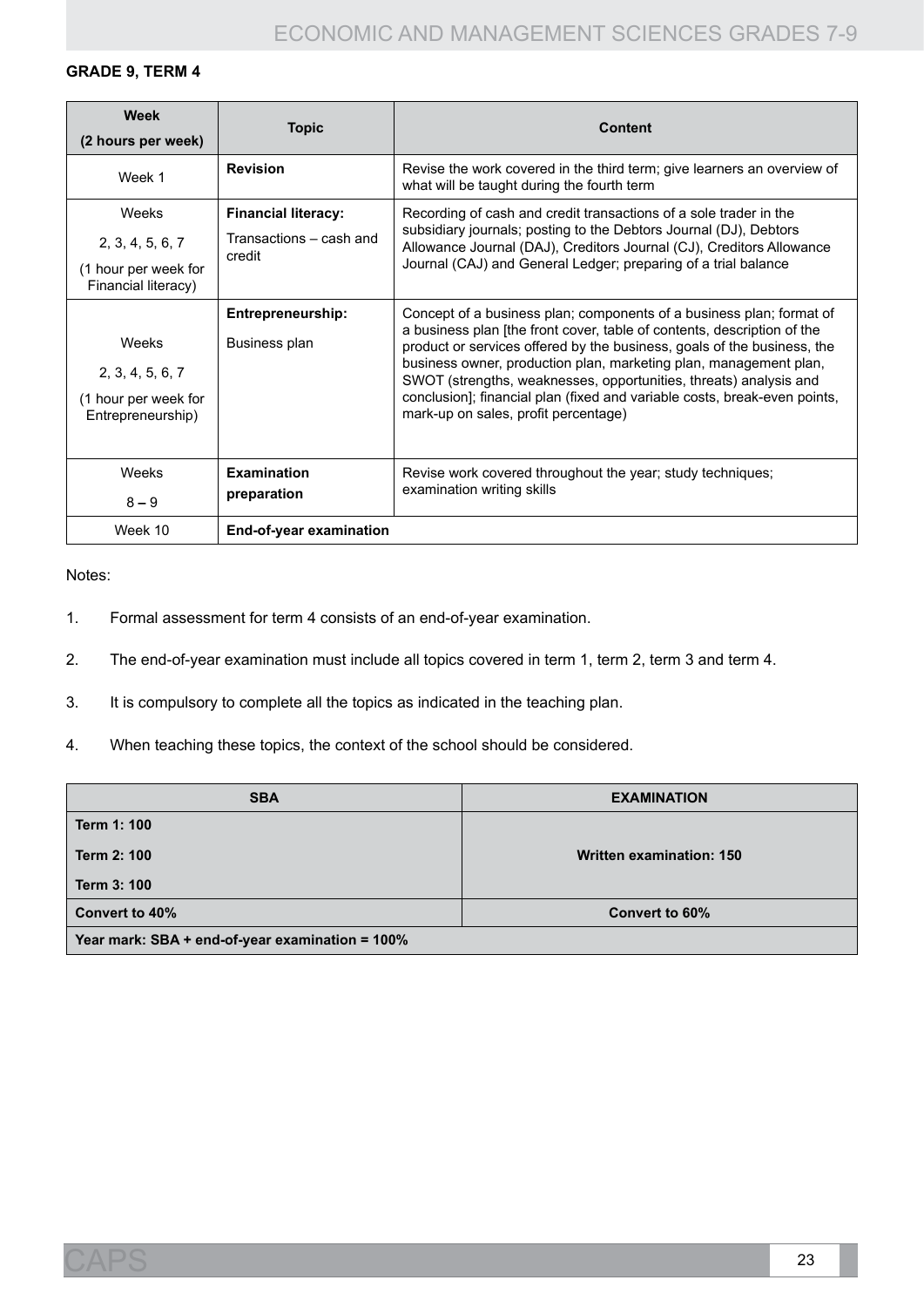**GRADE 9, TERM 4**

| Week (2 hours per week) | Topic | Content |
|---|---|---|
| Week 1 | **Revision** | Revise the work covered in the third term; give learners an overview of what will be taught during the fourth term |
| Weeks 2, 3, 4, 5, 6, 7 (1 hour per week for Financial literacy) | **Financial literacy:** Transactions – cash and credit | Recording of cash and credit transactions of a sole trader in the subsidiary journals; posting to the Debtors Journal (DJ), Debtors Allowance Journal (DAJ), Creditors Journal (CJ), Creditors Allowance Journal (CAJ) and General Ledger; preparing of a trial balance |
| Weeks 2, 3, 4, 5, 6, 7 (1 hour per week for Entrepreneurship) | **Entrepreneurship:** Business plan | Concept of a business plan; components of a business plan; format of a business plan [the front cover, table of contents, description of the product or services offered by the business, goals of the business, the business owner, production plan, marketing plan, management plan, SWOT (strengths, weaknesses, opportunities, threats) analysis and conclusion]; financial plan (fixed and variable costs, break-even points, mark-up on sales, profit percentage) |
| Weeks 8 – 9 | **Examination preparation** | Revise work covered throughout the year; study techniques; examination writing skills |
| Week 10 | **End-of-year examination** | |

Notes:

1. Formal assessment for term 4 consists of an end-of-year examination.
2. The end-of-year examination must include all topics covered in term 1, term 2, term 3 and term 4.
3. It is compulsory to complete all the topics as indicated in the teaching plan.
4. When teaching these topics, the context of the school should be considered.

| SBA | EXAMINATION |
|---|---|
| **Term 1: 100** <br> **Term 2: 100** <br> **Term 3: 100** | **Written examination: 150** |
| **Convert to 40%** | **Convert to 60%** |
| **Year mark: SBA + end-of-year examination = 100%** | |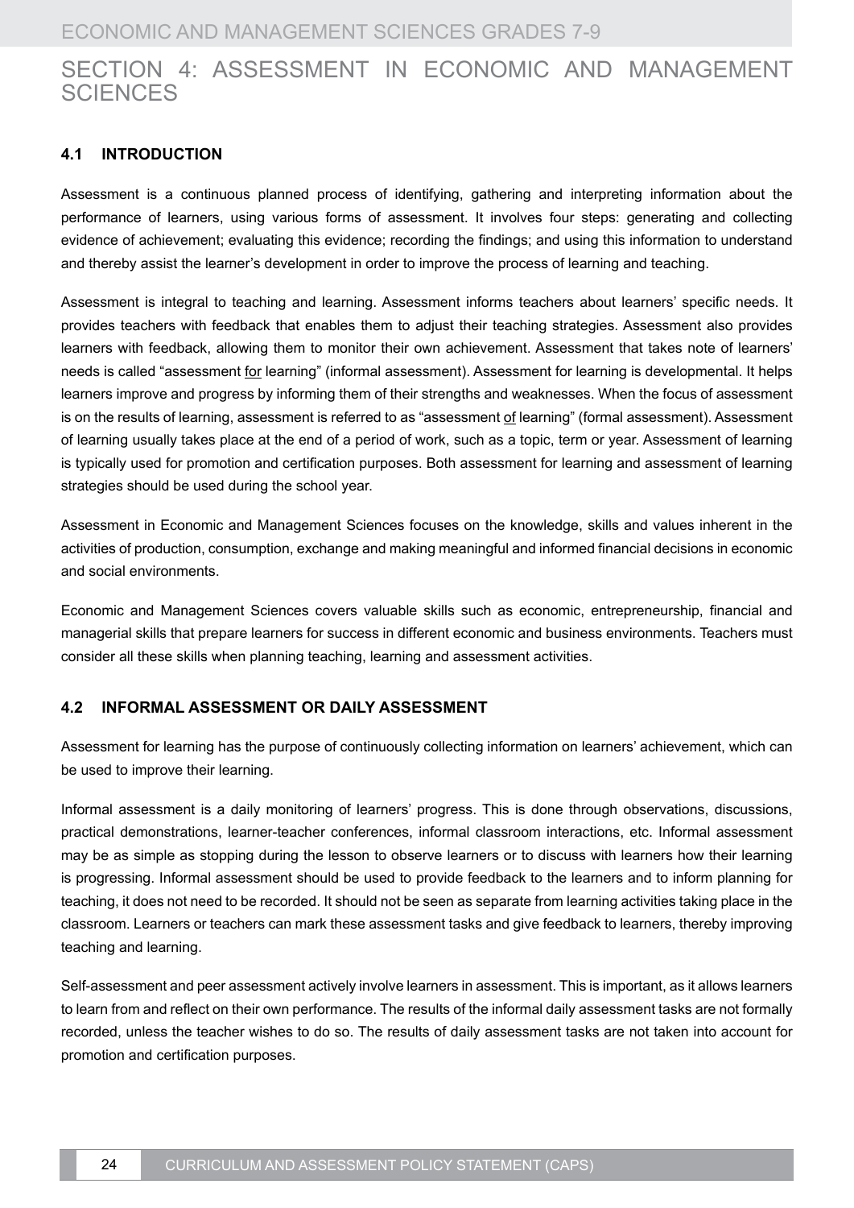# SECTION 4: ASSESSMENT IN ECONOMIC AND MANAGEMENT SCIENCES

## 4.1 INTRODUCTION

Assessment is a continuous planned process of identifying, gathering and interpreting information about the performance of learners, using various forms of assessment. It involves four steps: generating and collecting evidence of achievement; evaluating this evidence; recording the findings; and using this information to understand and thereby assist the learner's development in order to improve the process of learning and teaching.

Assessment is integral to teaching and learning. Assessment informs teachers about learners' specific needs. It provides teachers with feedback that enables them to adjust their teaching strategies. Assessment also provides learners with feedback, allowing them to monitor their own achievement. Assessment that takes note of learners' needs is called "assessment for learning" (informal assessment). Assessment for learning is developmental. It helps learners improve and progress by informing them of their strengths and weaknesses. When the focus of assessment is on the results of learning, assessment is referred to as "assessment of learning" (formal assessment). Assessment of learning usually takes place at the end of a period of work, such as a topic, term or year. Assessment of learning is typically used for promotion and certification purposes. Both assessment for learning and assessment of learning strategies should be used during the school year.

Assessment in Economic and Management Sciences focuses on the knowledge, skills and values inherent in the activities of production, consumption, exchange and making meaningful and informed financial decisions in economic and social environments.

Economic and Management Sciences covers valuable skills such as economic, entrepreneurship, financial and managerial skills that prepare learners for success in different economic and business environments. Teachers must consider all these skills when planning teaching, learning and assessment activities.

## 4.2 INFORMAL ASSESSMENT OR DAILY ASSESSMENT

Assessment for learning has the purpose of continuously collecting information on learners' achievement, which can be used to improve their learning.

Informal assessment is a daily monitoring of learners' progress. This is done through observations, discussions, practical demonstrations, learner-teacher conferences, informal classroom interactions, etc. Informal assessment may be as simple as stopping during the lesson to observe learners or to discuss with learners how their learning is progressing. Informal assessment should be used to provide feedback to the learners and to inform planning for teaching, it does not need to be recorded. It should not be seen as separate from learning activities taking place in the classroom. Learners or teachers can mark these assessment tasks and give feedback to learners, thereby improving teaching and learning.

Self-assessment and peer assessment actively involve learners in assessment. This is important, as it allows learners to learn from and reflect on their own performance. The results of the informal daily assessment tasks are not formally recorded, unless the teacher wishes to do so. The results of daily assessment tasks are not taken into account for promotion and certification purposes.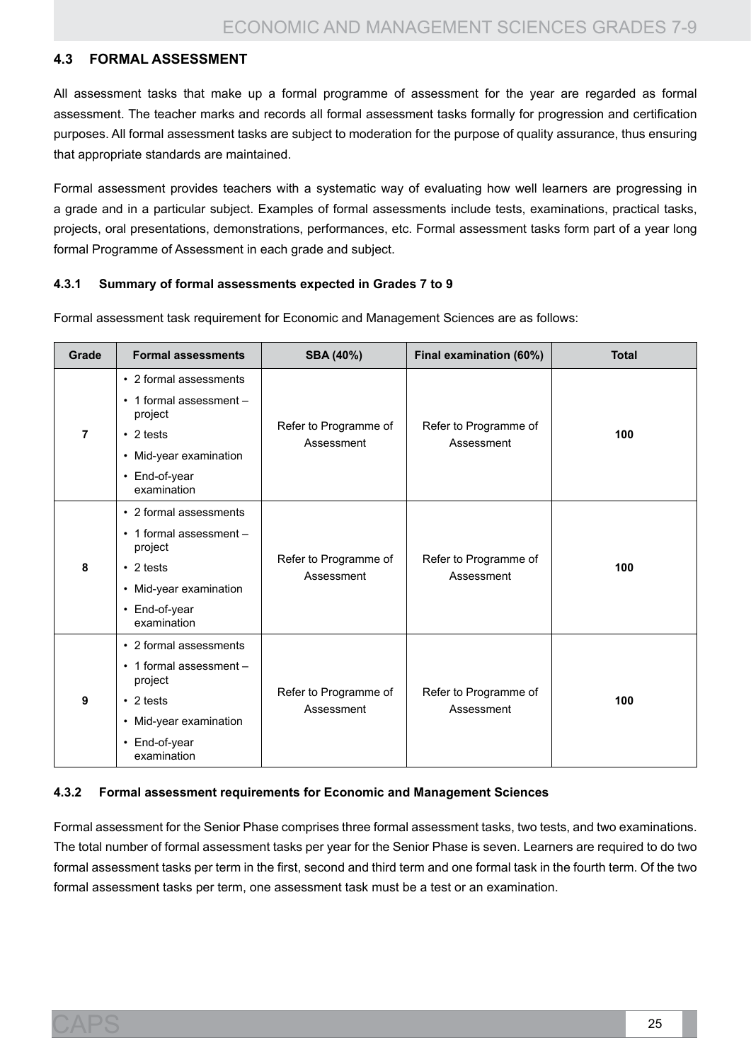### 4.3 FORMAL ASSESSMENT

All assessment tasks that make up a formal programme of assessment for the year are regarded as formal assessment. The teacher marks and records all formal assessment tasks formally for progression and certification purposes. All formal assessment tasks are subject to moderation for the purpose of quality assurance, thus ensuring that appropriate standards are maintained.

Formal assessment provides teachers with a systematic way of evaluating how well learners are progressing in a grade and in a particular subject. Examples of formal assessments include tests, examinations, practical tasks, projects, oral presentations, demonstrations, performances, etc. Formal assessment tasks form part of a year long formal Programme of Assessment in each grade and subject.

#### 4.3.1 Summary of formal assessments expected in Grades 7 to 9

Formal assessment task requirement for Economic and Management Sciences are as follows:

| Grade | Formal assessments | SBA (40%) | Final examination (60%) | Total |
|---|---|---|---|---|
| 7 | • 2 formal assessments<br>• 1 formal assessment – project<br>• 2 tests<br>• Mid-year examination<br>• End-of-year examination | Refer to Programme of Assessment | Refer to Programme of Assessment | **100** |
| 8 | • 2 formal assessments<br>• 1 formal assessment – project<br>• 2 tests<br>• Mid-year examination<br>• End-of-year examination | Refer to Programme of Assessment | Refer to Programme of Assessment | **100** |
| 9 | • 2 formal assessments<br>• 1 formal assessment – project<br>• 2 tests<br>• Mid-year examination<br>• End-of-year examination | Refer to Programme of Assessment | Refer to Programme of Assessment | **100** |

#### 4.3.2 Formal assessment requirements for Economic and Management Sciences

Formal assessment for the Senior Phase comprises three formal assessment tasks, two tests, and two examinations. The total number of formal assessment tasks per year for the Senior Phase is seven. Learners are required to do two formal assessment tasks per term in the first, second and third term and one formal task in the fourth term. Of the two formal assessment tasks per term, one assessment task must be a test or an examination.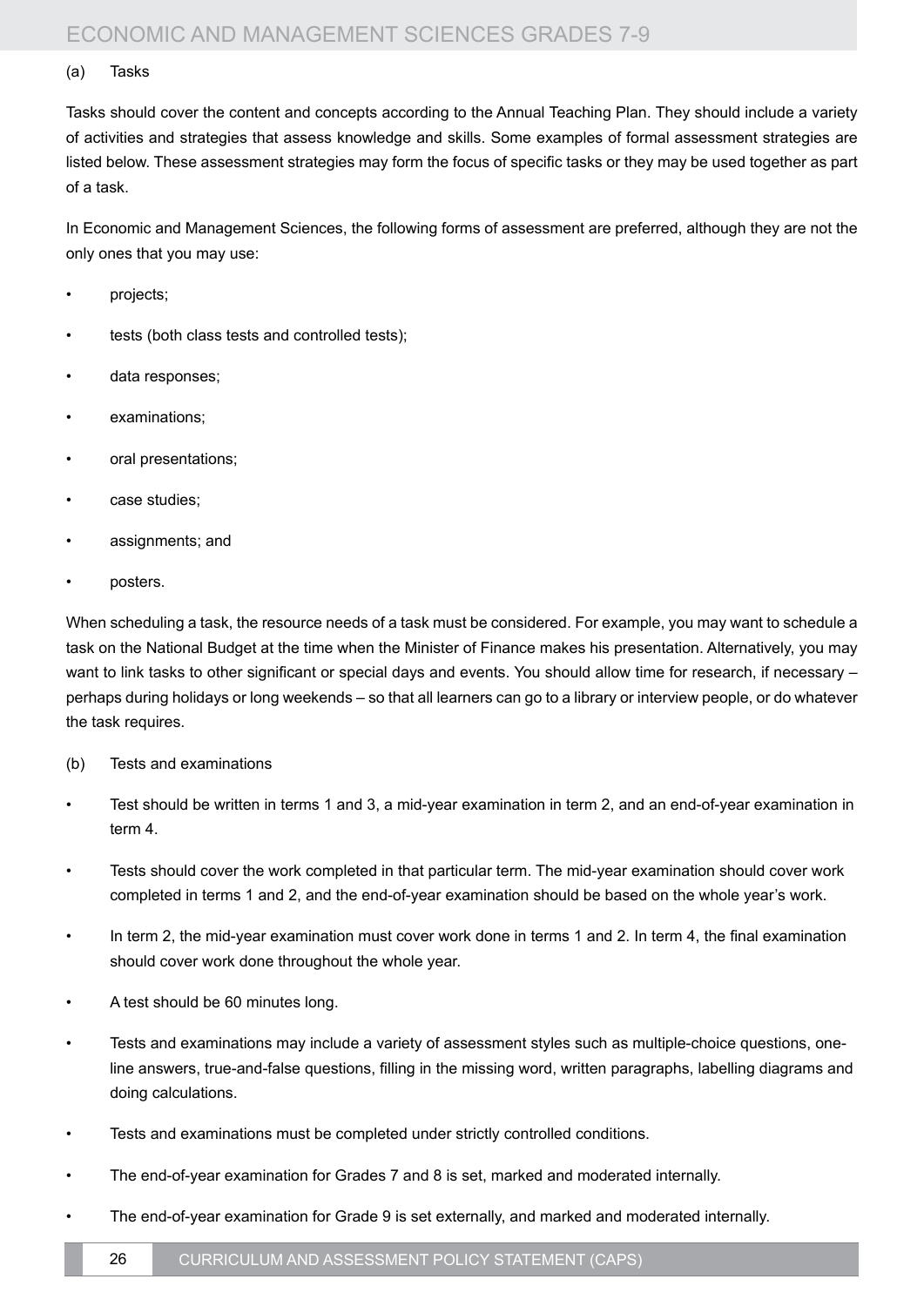(a) Tasks

Tasks should cover the content and concepts according to the Annual Teaching Plan. They should include a variety of activities and strategies that assess knowledge and skills. Some examples of formal assessment strategies are listed below. These assessment strategies may form the focus of specific tasks or they may be used together as part of a task.

In Economic and Management Sciences, the following forms of assessment are preferred, although they are not the only ones that you may use:

- projects;
- tests (both class tests and controlled tests);
- data responses;
- examinations;
- oral presentations;
- case studies;
- assignments; and
- posters.

When scheduling a task, the resource needs of a task must be considered. For example, you may want to schedule a task on the National Budget at the time when the Minister of Finance makes his presentation. Alternatively, you may want to link tasks to other significant or special days and events. You should allow time for research, if necessary – perhaps during holidays or long weekends – so that all learners can go to a library or interview people, or do whatever the task requires.

(b) Tests and examinations

- Test should be written in terms 1 and 3, a mid-year examination in term 2, and an end-of-year examination in term 4.
- Tests should cover the work completed in that particular term. The mid-year examination should cover work completed in terms 1 and 2, and the end-of-year examination should be based on the whole year's work.
- In term 2, the mid-year examination must cover work done in terms 1 and 2. In term 4, the final examination should cover work done throughout the whole year.
- A test should be 60 minutes long.
- Tests and examinations may include a variety of assessment styles such as multiple-choice questions, one-line answers, true-and-false questions, filling in the missing word, written paragraphs, labelling diagrams and doing calculations.
- Tests and examinations must be completed under strictly controlled conditions.
- The end-of-year examination for Grades 7 and 8 is set, marked and moderated internally.
- The end-of-year examination for Grade 9 is set externally, and marked and moderated internally.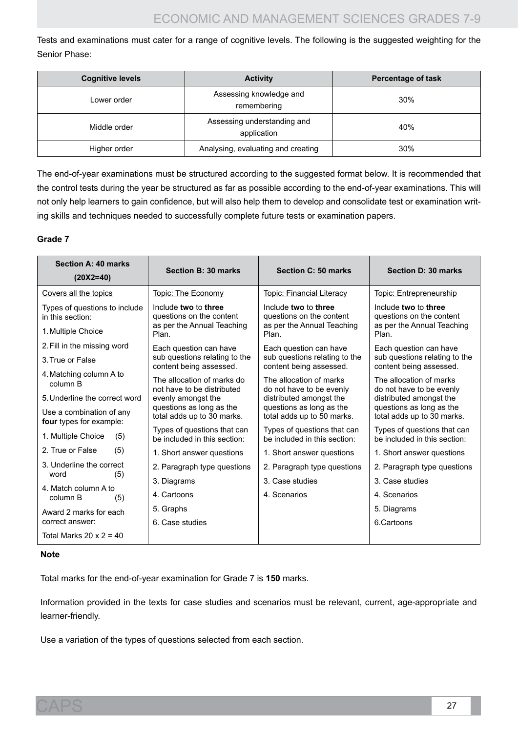Tests and examinations must cater for a range of cognitive levels. The following is the suggested weighting for the Senior Phase:

| Cognitive levels | Activity | Percentage of task |
|---|---|---|
| Lower order | Assessing knowledge and remembering | 30% |
| Middle order | Assessing understanding and application | 40% |
| Higher order | Analysing, evaluating and creating | 30% |

The end-of-year examinations must be structured according to the suggested format below. It is recommended that the control tests during the year be structured as far as possible according to the end-of-year examinations. This will not only help learners to gain confidence, but will also help them to develop and consolidate test or examination writing skills and techniques needed to successfully complete future tests or examination papers.

### Grade 7

| Section A: 40 marks (20X2=40) | Section B: 30 marks | Section C: 50 marks | Section D: 30 marks |
|---|---|---|---|
| Covers all the topics<br><br>Types of questions to include in this section:<br>1. Multiple Choice<br>2. Fill in the missing word<br>3. True or False<br>4. Matching column A to column B<br>5. Underline the correct word<br><br>Use a combination of any **four** types for example:<br>1. Multiple Choice (5)<br>2. True or False (5)<br>3. Underline the correct word (5)<br>4. Match column A to column B (5)<br><br>Award 2 marks for each correct answer:<br><br>Total Marks 20 x 2 = 40 | Topic: The Economy<br><br>Include **two** to **three** questions on the content as per the Annual Teaching Plan.<br><br>Each question can have sub questions relating to the content being assessed.<br><br>The allocation of marks do not have to be distributed evenly amongst the questions as long as the total adds up to 30 marks.<br><br>Types of questions that can be included in this section:<br>1. Short answer questions<br>2. Paragraph type questions<br>3. Diagrams<br>4. Cartoons<br>5. Graphs<br>6. Case studies | Topic: Financial Literacy<br><br>Include **two** to **three** questions on the content as per the Annual Teaching Plan.<br><br>Each question can have sub questions relating to the content being assessed.<br><br>The allocation of marks do not have to be evenly distributed amongst the questions as long as the total adds up to 50 marks.<br><br>Types of questions that can be included in this section:<br>1. Short answer questions<br>2. Paragraph type questions<br>3. Case studies<br>4. Scenarios | Topic: Entrepreneurship<br><br>Include **two** to **three** questions on the content as per the Annual Teaching Plan.<br><br>Each question can have sub questions relating to the content being assessed.<br><br>The allocation of marks do not have to be evenly distributed amongst the questions as long as the total adds up to 30 marks.<br><br>Types of questions that can be included in this section:<br>1. Short answer questions<br>2. Paragraph type questions<br>3. Case studies<br>4. Scenarios<br>5. Diagrams<br>6. Cartoons |

**Note**

Total marks for the end-of-year examination for Grade 7 is **150** marks.

Information provided in the texts for case studies and scenarios must be relevant, current, age-appropriate and learner-friendly.

Use a variation of the types of questions selected from each section.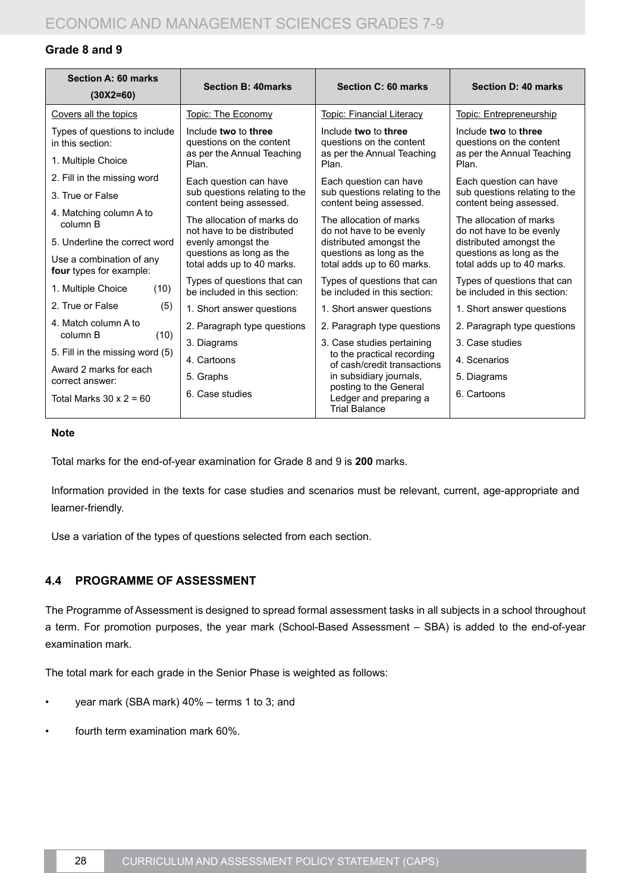### Grade 8 and 9

| Section A: 60 marks (30X2=60) | Section B: 40marks | Section C: 60 marks | Section D: 40 marks |
|---|---|---|---|
| Covers all the topics<br><br>Types of questions to include in this section:<br>1. Multiple Choice<br>2. Fill in the missing word<br>3. True or False<br>4. Matching column A to column B<br>5. Underline the correct word<br><br>Use a combination of any **four** types for example:<br>1. Multiple Choice (10)<br>2. True or False (5)<br>4. Match column A to column B (10)<br>5. Fill in the missing word (5)<br><br>Award 2 marks for each correct answer:<br>Total Marks 30 x 2 = 60 | Topic: The Economy<br><br>Include **two** to **three** questions on the content as per the Annual Teaching Plan.<br><br>Each question can have sub questions relating to the content being assessed.<br><br>The allocation of marks do not have to be distributed evenly amongst the questions as long as the total adds up to 40 marks.<br><br>Types of questions that can be included in this section:<br>1. Short answer questions<br>2. Paragraph type questions<br>3. Diagrams<br>4. Cartoons<br>5. Graphs<br>6. Case studies | Topic: Financial Literacy<br><br>Include **two** to **three** questions on the content as per the Annual Teaching Plan.<br><br>Each question can have sub questions relating to the content being assessed.<br><br>The allocation of marks do not have to be evenly distributed amongst the questions as long as the total adds up to 60 marks.<br><br>Types of questions that can be included in this section:<br>1. Short answer questions<br>2. Paragraph type questions<br>3. Case studies pertaining to the practical recording of cash/credit transactions in subsidiary journals, posting to the General Ledger and preparing a Trial Balance | Topic: Entrepreneurship<br><br>Include **two** to **three** questions on the content as per the Annual Teaching Plan.<br><br>Each question can have sub questions relating to the content being assessed.<br><br>The allocation of marks do not have to be evenly distributed amongst the questions as long as the total adds up to 40 marks.<br><br>Types of questions that can be included in this section:<br>1. Short answer questions<br>2. Paragraph type questions<br>3. Case studies<br>4. Scenarios<br>5. Diagrams<br>6. Cartoons |

**Note**

Total marks for the end-of-year examination for Grade 8 and 9 is **200** marks.

Information provided in the texts for case studies and scenarios must be relevant, current, age-appropriate and learner-friendly.

Use a variation of the types of questions selected from each section.

## 4.4 PROGRAMME OF ASSESSMENT

The Programme of Assessment is designed to spread formal assessment tasks in all subjects in a school throughout a term. For promotion purposes, the year mark (School-Based Assessment – SBA) is added to the end-of-year examination mark.

The total mark for each grade in the Senior Phase is weighted as follows:

- year mark (SBA mark) 40% – terms 1 to 3; and
- fourth term examination mark 60%.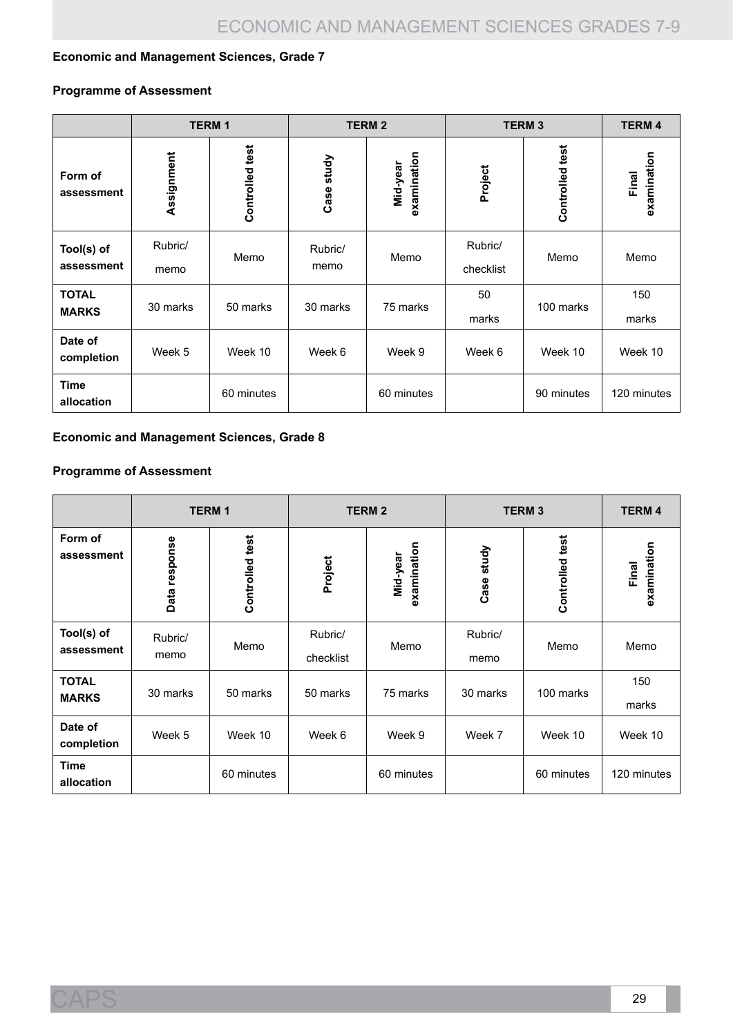**Economic and Management Sciences, Grade 7**

**Programme of Assessment**

| | TERM 1 | | TERM 2 | | TERM 3 | | TERM 4 |
|---|---|---|---|---|---|---|---|
| **Form of assessment** | **Assignment** | **Controlled test** | **Case study** | **Mid-year examination** | **Project** | **Controlled test** | **Final examination** |
| **Tool(s) of assessment** | Rubric/ memo | Memo | Rubric/ memo | Memo | Rubric/ checklist | Memo | Memo |
| **TOTAL MARKS** | 30 marks | 50 marks | 30 marks | 75 marks | 50 marks | 100 marks | 150 marks |
| **Date of completion** | Week 5 | Week 10 | Week 6 | Week 9 | Week 6 | Week 10 | Week 10 |
| **Time allocation** | | 60 minutes | | 60 minutes | | 90 minutes | 120 minutes |

**Economic and Management Sciences, Grade 8**

**Programme of Assessment**

| | TERM 1 | | TERM 2 | | TERM 3 | | TERM 4 |
|---|---|---|---|---|---|---|---|
| **Form of assessment** | **Data response** | **Controlled test** | **Project** | **Mid-year examination** | **Case study** | **Controlled test** | **Final examination** |
| **Tool(s) of assessment** | Rubric/ memo | Memo | Rubric/ checklist | Memo | Rubric/ memo | Memo | Memo |
| **TOTAL MARKS** | 30 marks | 50 marks | 50 marks | 75 marks | 30 marks | 100 marks | 150 marks |
| **Date of completion** | Week 5 | Week 10 | Week 6 | Week 9 | Week 7 | Week 10 | Week 10 |
| **Time allocation** | | 60 minutes | | 60 minutes | | 60 minutes | 120 minutes |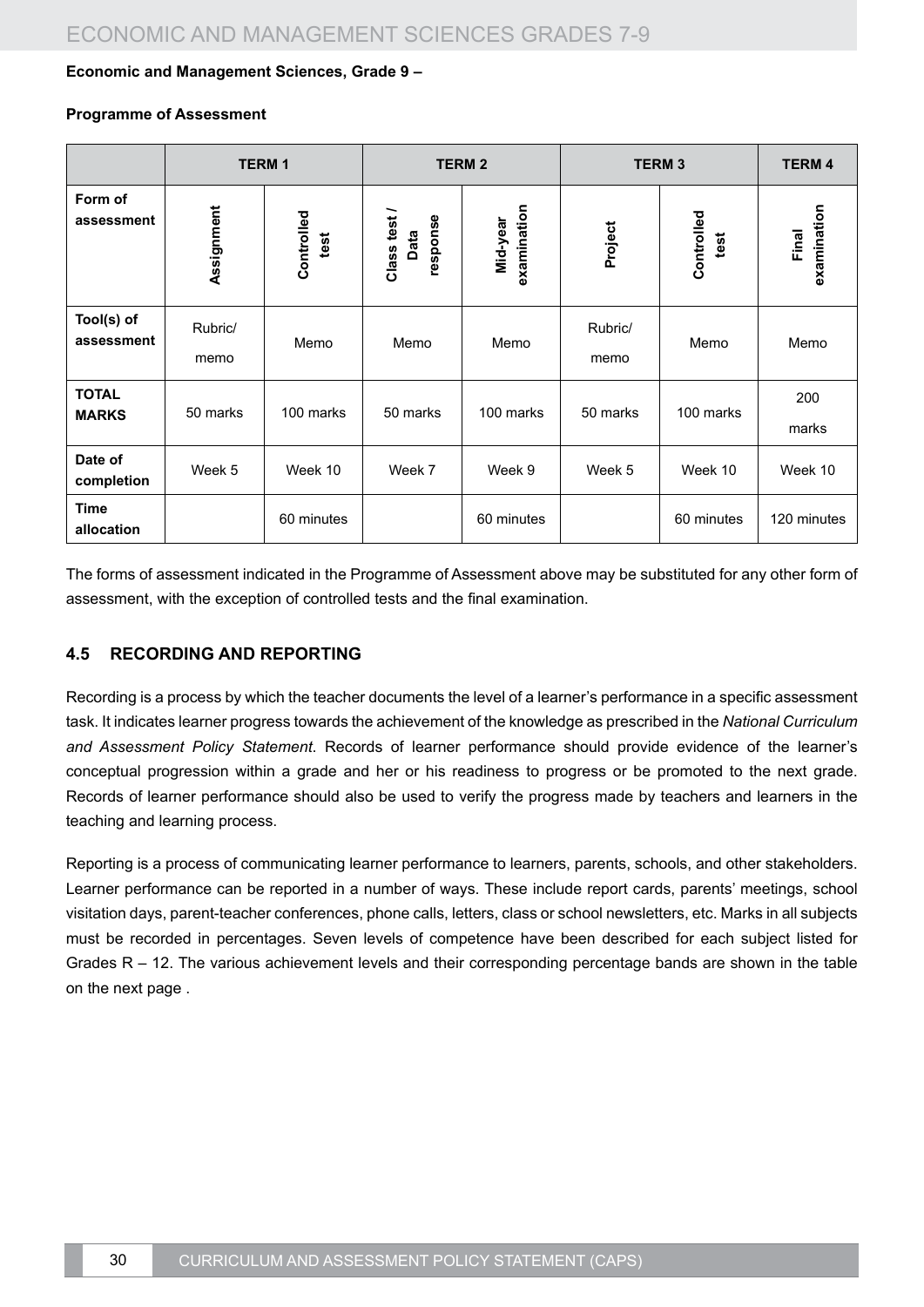**Economic and Management Sciences, Grade 9 –**

**Programme of Assessment**

| | TERM 1 | | TERM 2 | | TERM 3 | | TERM 4 |
|---|---|---|---|---|---|---|---|
| **Form of assessment** | **Assignment** | **Controlled test** | **Class test / Data response** | **Mid-year examination** | **Project** | **Controlled test** | **Final examination** |
| **Tool(s) of assessment** | Rubric/ memo | Memo | Memo | Memo | Rubric/ memo | Memo | Memo |
| **TOTAL MARKS** | 50 marks | 100 marks | 50 marks | 100 marks | 50 marks | 100 marks | 200 marks |
| **Date of completion** | Week 5 | Week 10 | Week 7 | Week 9 | Week 5 | Week 10 | Week 10 |
| **Time allocation** | | 60 minutes | | 60 minutes | | 60 minutes | 120 minutes |

The forms of assessment indicated in the Programme of Assessment above may be substituted for any other form of assessment, with the exception of controlled tests and the final examination.

## 4.5 RECORDING AND REPORTING

Recording is a process by which the teacher documents the level of a learner's performance in a specific assessment task. It indicates learner progress towards the achievement of the knowledge as prescribed in the *National Curriculum and Assessment Policy Statement*. Records of learner performance should provide evidence of the learner's conceptual progression within a grade and her or his readiness to progress or be promoted to the next grade. Records of learner performance should also be used to verify the progress made by teachers and learners in the teaching and learning process.

Reporting is a process of communicating learner performance to learners, parents, schools, and other stakeholders. Learner performance can be reported in a number of ways. These include report cards, parents' meetings, school visitation days, parent-teacher conferences, phone calls, letters, class or school newsletters, etc. Marks in all subjects must be recorded in percentages. Seven levels of competence have been described for each subject listed for Grades R – 12. The various achievement levels and their corresponding percentage bands are shown in the table on the next page .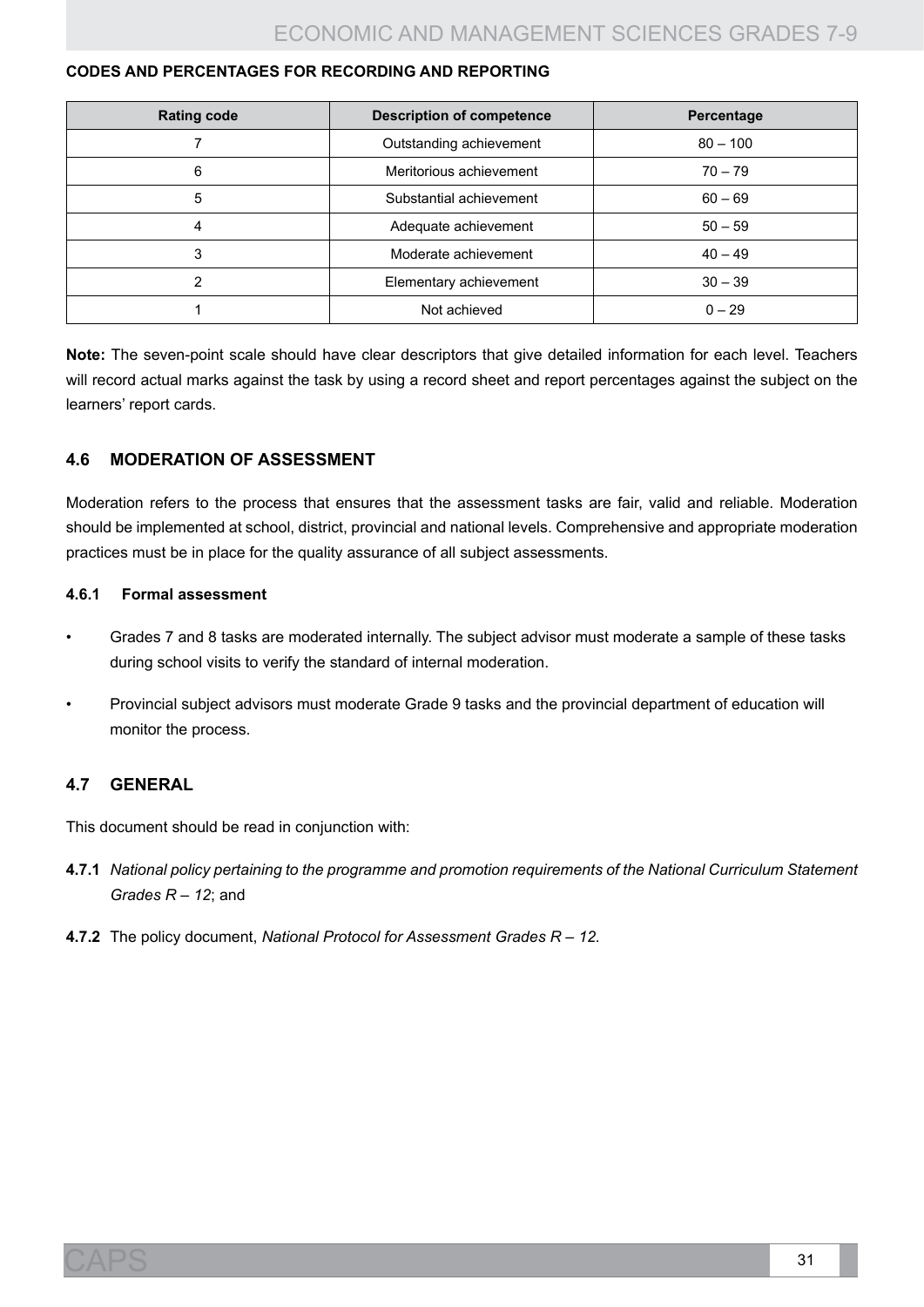**CODES AND PERCENTAGES FOR RECORDING AND REPORTING**

| Rating code | Description of competence | Percentage |
|---|---|---|
| 7 | Outstanding achievement | 80 – 100 |
| 6 | Meritorious achievement | 70 – 79 |
| 5 | Substantial achievement | 60 – 69 |
| 4 | Adequate achievement | 50 – 59 |
| 3 | Moderate achievement | 40 – 49 |
| 2 | Elementary achievement | 30 – 39 |
| 1 | Not achieved | 0 – 29 |

**Note:** The seven-point scale should have clear descriptors that give detailed information for each level. Teachers will record actual marks against the task by using a record sheet and report percentages against the subject on the learners' report cards.

## 4.6 MODERATION OF ASSESSMENT

Moderation refers to the process that ensures that the assessment tasks are fair, valid and reliable. Moderation should be implemented at school, district, provincial and national levels. Comprehensive and appropriate moderation practices must be in place for the quality assurance of all subject assessments.

### 4.6.1 Formal assessment

- Grades 7 and 8 tasks are moderated internally. The subject advisor must moderate a sample of these tasks during school visits to verify the standard of internal moderation.
- Provincial subject advisors must moderate Grade 9 tasks and the provincial department of education will monitor the process.

## 4.7 GENERAL

This document should be read in conjunction with:

**4.7.1** *National policy pertaining to the programme and promotion requirements of the National Curriculum Statement Grades R – 12*; and

**4.7.2** The policy document, *National Protocol for Assessment Grades R – 12.*